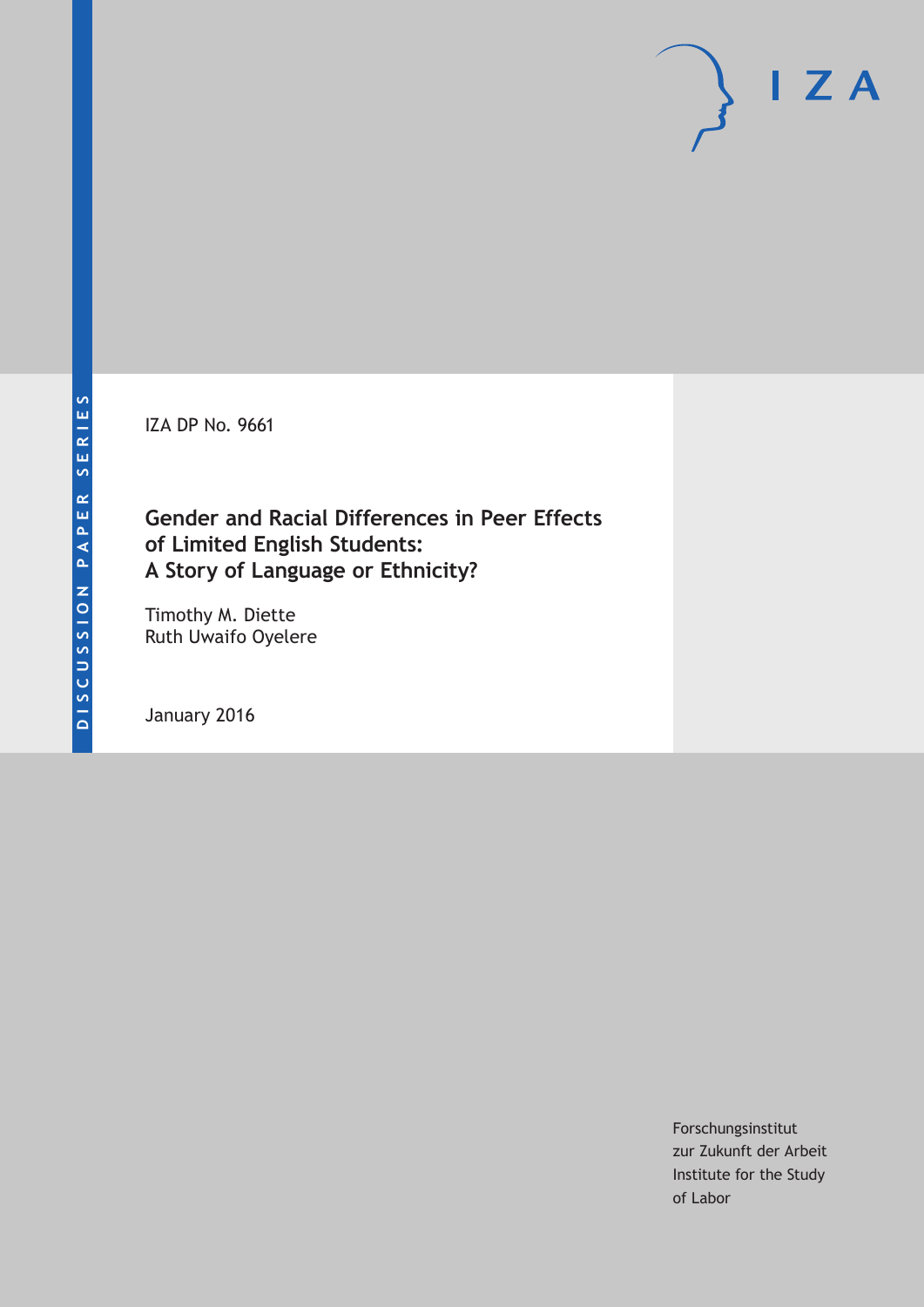DISCUSSION PAPER SERIES

IZA

IZA DP No. 9661

# Gender and Racial Differences in Peer Effects of Limited English Students: A Story of Language or Ethnicity?

Timothy M. Diette
Ruth Uwaifo Oyelere

January 2016

Forschungsinstitut
zur Zukunft der Arbeit
Institute for the Study
of Labor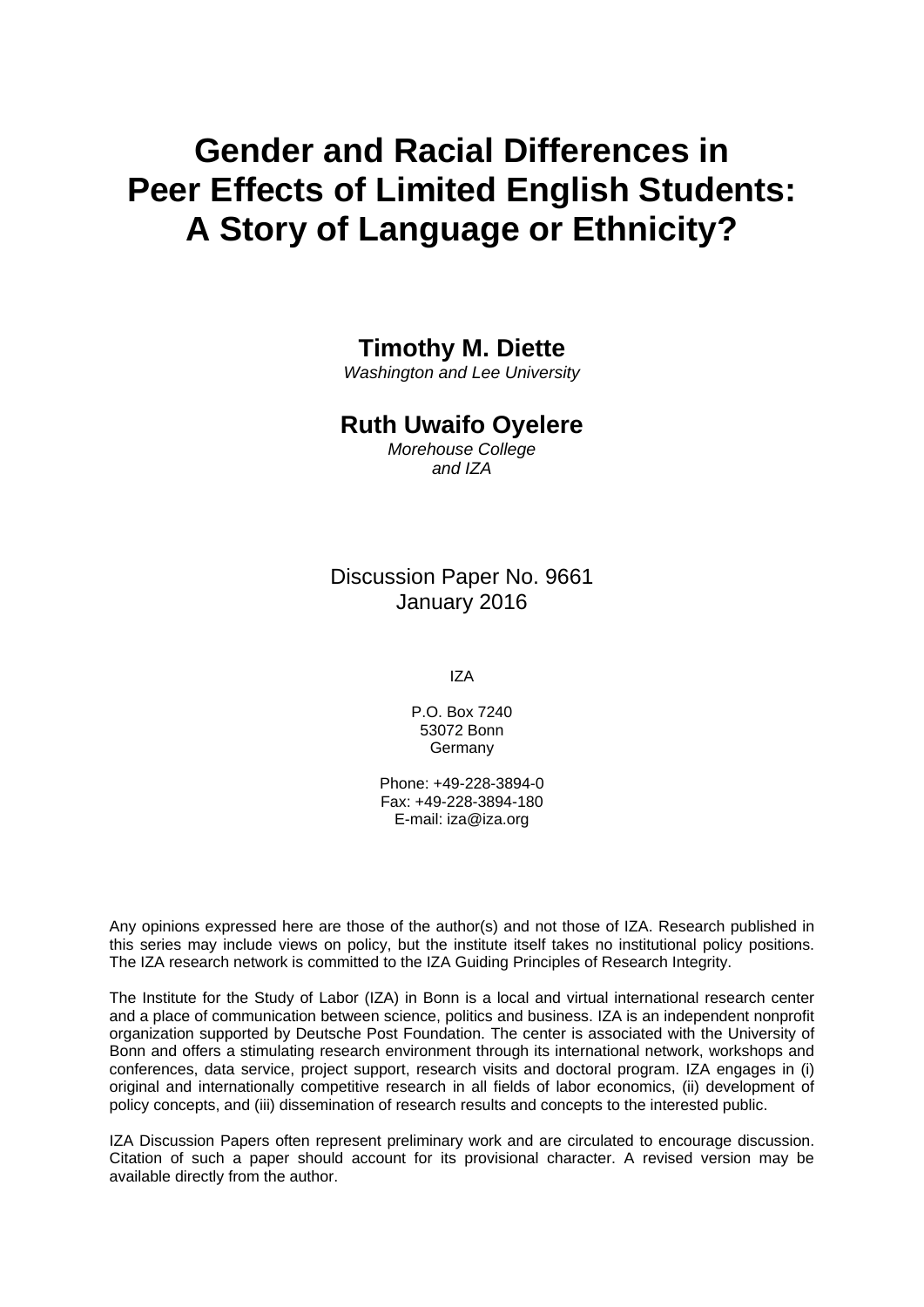# Gender and Racial Differences in Peer Effects of Limited English Students: A Story of Language or Ethnicity?

**Timothy M. Diette**
*Washington and Lee University*

**Ruth Uwaifo Oyelere**
*Morehouse College and IZA*

Discussion Paper No. 9661
January 2016

IZA

P.O. Box 7240
53072 Bonn
Germany

Phone: +49-228-3894-0
Fax: +49-228-3894-180
E-mail: iza@iza.org

Any opinions expressed here are those of the author(s) and not those of IZA. Research published in this series may include views on policy, but the institute itself takes no institutional policy positions. The IZA research network is committed to the IZA Guiding Principles of Research Integrity.

The Institute for the Study of Labor (IZA) in Bonn is a local and virtual international research center and a place of communication between science, politics and business. IZA is an independent nonprofit organization supported by Deutsche Post Foundation. The center is associated with the University of Bonn and offers a stimulating research environment through its international network, workshops and conferences, data service, project support, research visits and doctoral program. IZA engages in (i) original and internationally competitive research in all fields of labor economics, (ii) development of policy concepts, and (iii) dissemination of research results and concepts to the interested public.

IZA Discussion Papers often represent preliminary work and are circulated to encourage discussion. Citation of such a paper should account for its provisional character. A revised version may be available directly from the author.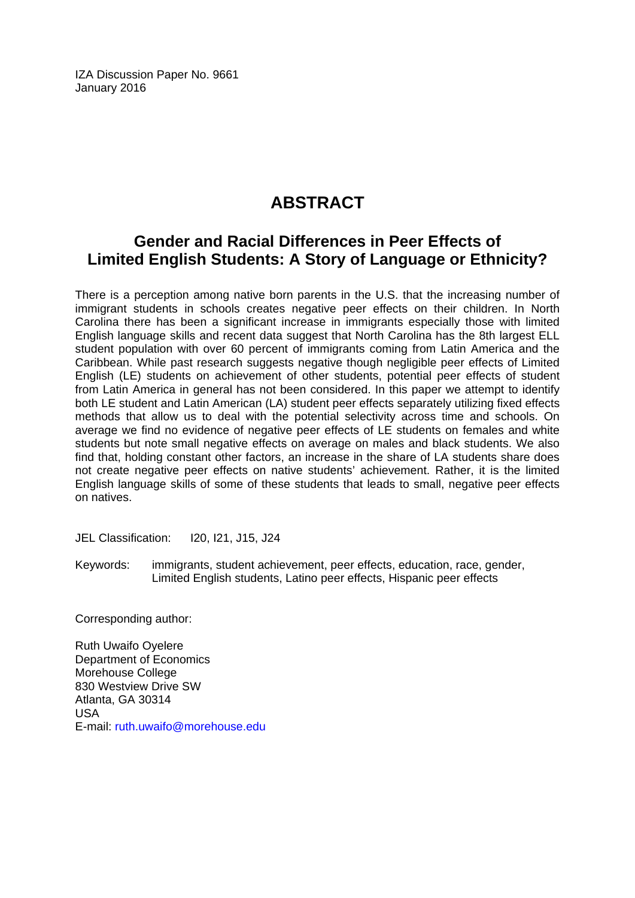IZA Discussion Paper No. 9661
January 2016

# ABSTRACT

## Gender and Racial Differences in Peer Effects of Limited English Students: A Story of Language or Ethnicity?

There is a perception among native born parents in the U.S. that the increasing number of immigrant students in schools creates negative peer effects on their children. In North Carolina there has been a significant increase in immigrants especially those with limited English language skills and recent data suggest that North Carolina has the 8th largest ELL student population with over 60 percent of immigrants coming from Latin America and the Caribbean. While past research suggests negative though negligible peer effects of Limited English (LE) students on achievement of other students, potential peer effects of student from Latin America in general has not been considered. In this paper we attempt to identify both LE student and Latin American (LA) student peer effects separately utilizing fixed effects methods that allow us to deal with the potential selectivity across time and schools. On average we find no evidence of negative peer effects of LE students on females and white students but note small negative effects on average on males and black students. We also find that, holding constant other factors, an increase in the share of LA students share does not create negative peer effects on native students' achievement. Rather, it is the limited English language skills of some of these students that leads to small, negative peer effects on natives.

JEL Classification: I20, I21, J15, J24

Keywords: immigrants, student achievement, peer effects, education, race, gender, Limited English students, Latino peer effects, Hispanic peer effects

Corresponding author:

Ruth Uwaifo Oyelere
Department of Economics
Morehouse College
830 Westview Drive SW
Atlanta, GA 30314
USA
E-mail: ruth.uwaifo@morehouse.edu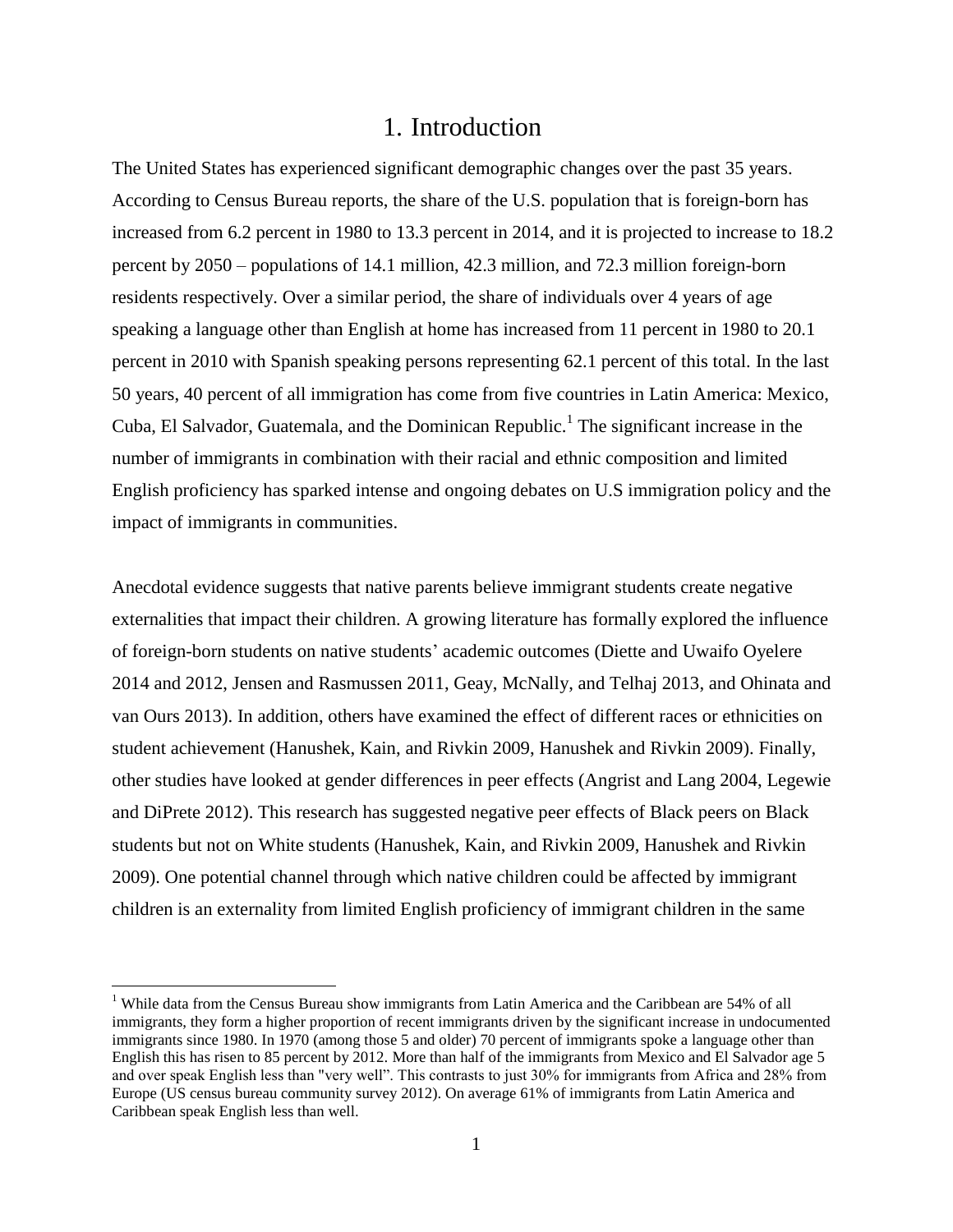# 1. Introduction

The United States has experienced significant demographic changes over the past 35 years. According to Census Bureau reports, the share of the U.S. population that is foreign-born has increased from 6.2 percent in 1980 to 13.3 percent in 2014, and it is projected to increase to 18.2 percent by 2050 – populations of 14.1 million, 42.3 million, and 72.3 million foreign-born residents respectively. Over a similar period, the share of individuals over 4 years of age speaking a language other than English at home has increased from 11 percent in 1980 to 20.1 percent in 2010 with Spanish speaking persons representing 62.1 percent of this total. In the last 50 years, 40 percent of all immigration has come from five countries in Latin America: Mexico, Cuba, El Salvador, Guatemala, and the Dominican Republic.[1] The significant increase in the number of immigrants in combination with their racial and ethnic composition and limited English proficiency has sparked intense and ongoing debates on U.S immigration policy and the impact of immigrants in communities.

Anecdotal evidence suggests that native parents believe immigrant students create negative externalities that impact their children. A growing literature has formally explored the influence of foreign-born students on native students' academic outcomes (Diette and Uwaifo Oyelere 2014 and 2012, Jensen and Rasmussen 2011, Geay, McNally, and Telhaj 2013, and Ohinata and van Ours 2013). In addition, others have examined the effect of different races or ethnicities on student achievement (Hanushek, Kain, and Rivkin 2009, Hanushek and Rivkin 2009). Finally, other studies have looked at gender differences in peer effects (Angrist and Lang 2004, Legewie and DiPrete 2012). This research has suggested negative peer effects of Black peers on Black students but not on White students (Hanushek, Kain, and Rivkin 2009, Hanushek and Rivkin 2009). One potential channel through which native children could be affected by immigrant children is an externality from limited English proficiency of immigrant children in the same

[1] While data from the Census Bureau show immigrants from Latin America and the Caribbean are 54% of all immigrants, they form a higher proportion of recent immigrants driven by the significant increase in undocumented immigrants since 1980. In 1970 (among those 5 and older) 70 percent of immigrants spoke a language other than English this has risen to 85 percent by 2012. More than half of the immigrants from Mexico and El Salvador age 5 and over speak English less than "very well". This contrasts to just 30% for immigrants from Africa and 28% from Europe (US census bureau community survey 2012). On average 61% of immigrants from Latin America and Caribbean speak English less than well.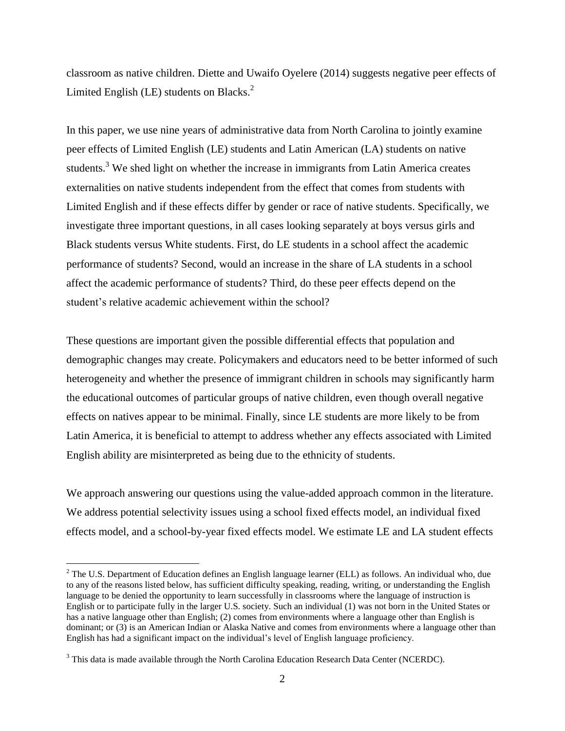classroom as native children. Diette and Uwaifo Oyelere (2014) suggests negative peer effects of Limited English (LE) students on Blacks.[2]

In this paper, we use nine years of administrative data from North Carolina to jointly examine peer effects of Limited English (LE) students and Latin American (LA) students on native students.[3] We shed light on whether the increase in immigrants from Latin America creates externalities on native students independent from the effect that comes from students with Limited English and if these effects differ by gender or race of native students. Specifically, we investigate three important questions, in all cases looking separately at boys versus girls and Black students versus White students. First, do LE students in a school affect the academic performance of students? Second, would an increase in the share of LA students in a school affect the academic performance of students? Third, do these peer effects depend on the student's relative academic achievement within the school?

These questions are important given the possible differential effects that population and demographic changes may create. Policymakers and educators need to be better informed of such heterogeneity and whether the presence of immigrant children in schools may significantly harm the educational outcomes of particular groups of native children, even though overall negative effects on natives appear to be minimal. Finally, since LE students are more likely to be from Latin America, it is beneficial to attempt to address whether any effects associated with Limited English ability are misinterpreted as being due to the ethnicity of students.

We approach answering our questions using the value-added approach common in the literature. We address potential selectivity issues using a school fixed effects model, an individual fixed effects model, and a school-by-year fixed effects model. We estimate LE and LA student effects

---

[2] The U.S. Department of Education defines an English language learner (ELL) as follows. An individual who, due to any of the reasons listed below, has sufficient difficulty speaking, reading, writing, or understanding the English language to be denied the opportunity to learn successfully in classrooms where the language of instruction is English or to participate fully in the larger U.S. society. Such an individual (1) was not born in the United States or has a native language other than English; (2) comes from environments where a language other than English is dominant; or (3) is an American Indian or Alaska Native and comes from environments where a language other than English has had a significant impact on the individual's level of English language proficiency.

[3] This data is made available through the North Carolina Education Research Data Center (NCERDC).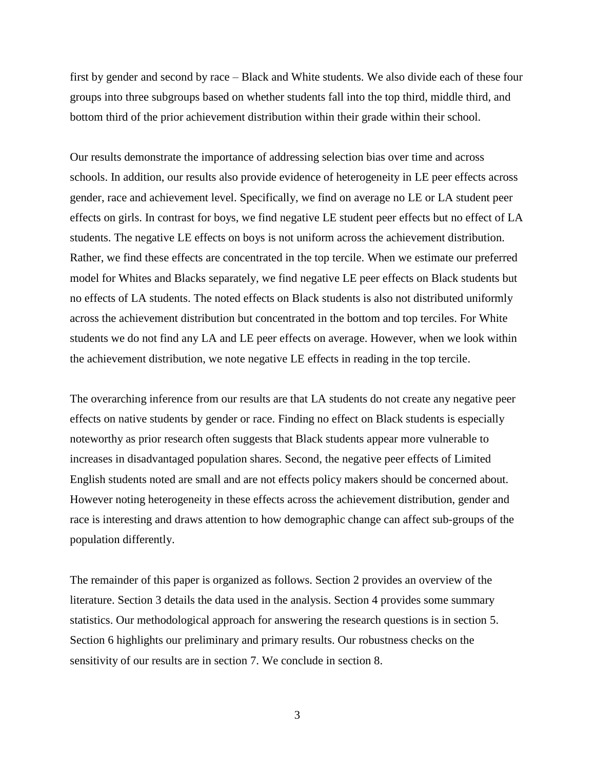first by gender and second by race – Black and White students. We also divide each of these four groups into three subgroups based on whether students fall into the top third, middle third, and bottom third of the prior achievement distribution within their grade within their school.

Our results demonstrate the importance of addressing selection bias over time and across schools. In addition, our results also provide evidence of heterogeneity in LE peer effects across gender, race and achievement level. Specifically, we find on average no LE or LA student peer effects on girls. In contrast for boys, we find negative LE student peer effects but no effect of LA students. The negative LE effects on boys is not uniform across the achievement distribution. Rather, we find these effects are concentrated in the top tercile. When we estimate our preferred model for Whites and Blacks separately, we find negative LE peer effects on Black students but no effects of LA students. The noted effects on Black students is also not distributed uniformly across the achievement distribution but concentrated in the bottom and top terciles. For White students we do not find any LA and LE peer effects on average. However, when we look within the achievement distribution, we note negative LE effects in reading in the top tercile.

The overarching inference from our results are that LA students do not create any negative peer effects on native students by gender or race. Finding no effect on Black students is especially noteworthy as prior research often suggests that Black students appear more vulnerable to increases in disadvantaged population shares. Second, the negative peer effects of Limited English students noted are small and are not effects policy makers should be concerned about. However noting heterogeneity in these effects across the achievement distribution, gender and race is interesting and draws attention to how demographic change can affect sub-groups of the population differently.

The remainder of this paper is organized as follows. Section 2 provides an overview of the literature. Section 3 details the data used in the analysis. Section 4 provides some summary statistics. Our methodological approach for answering the research questions is in section 5. Section 6 highlights our preliminary and primary results. Our robustness checks on the sensitivity of our results are in section 7. We conclude in section 8.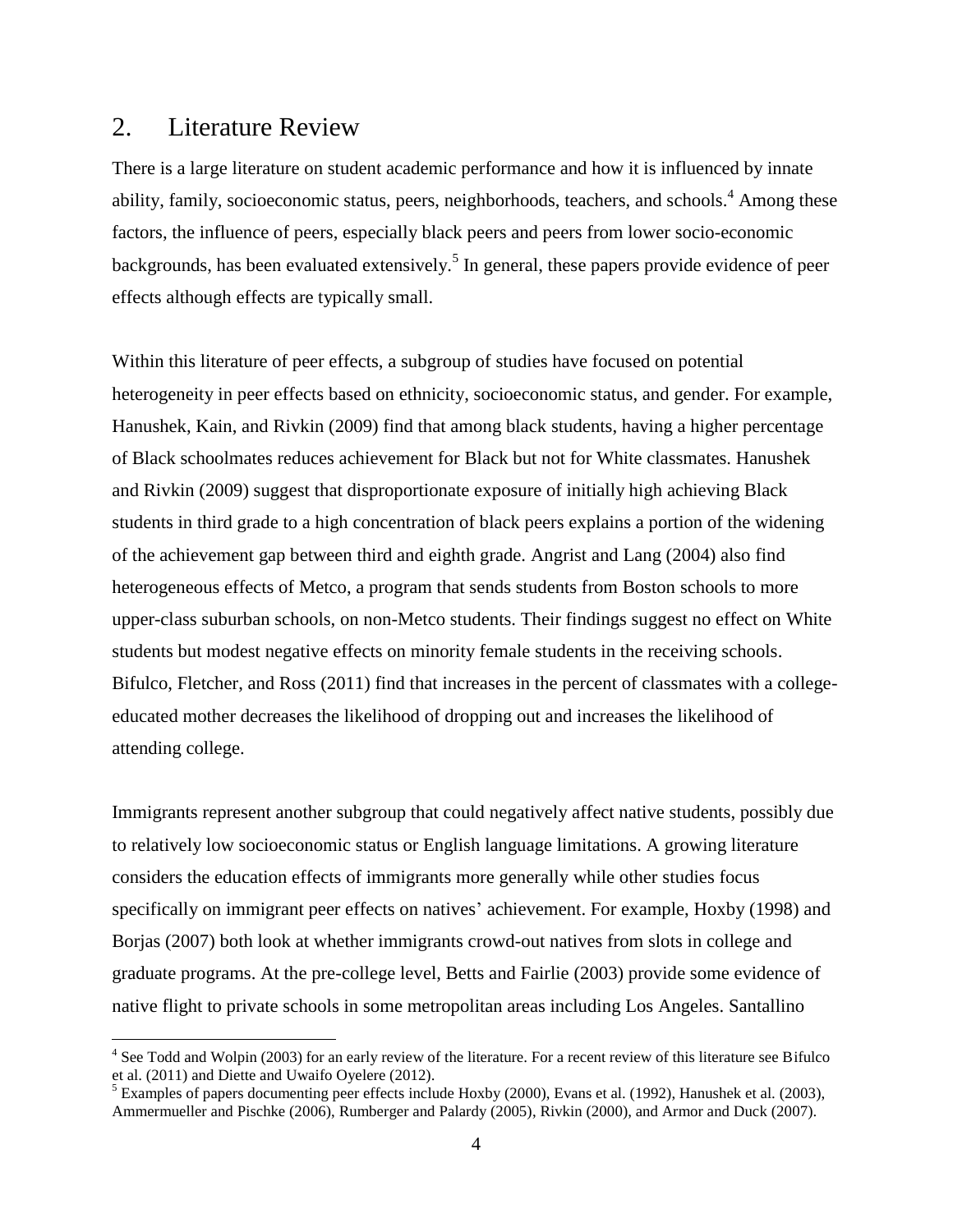## 2. Literature Review

There is a large literature on student academic performance and how it is influenced by innate ability, family, socioeconomic status, peers, neighborhoods, teachers, and schools.[4] Among these factors, the influence of peers, especially black peers and peers from lower socio-economic backgrounds, has been evaluated extensively.[5] In general, these papers provide evidence of peer effects although effects are typically small.

Within this literature of peer effects, a subgroup of studies have focused on potential heterogeneity in peer effects based on ethnicity, socioeconomic status, and gender. For example, Hanushek, Kain, and Rivkin (2009) find that among black students, having a higher percentage of Black schoolmates reduces achievement for Black but not for White classmates. Hanushek and Rivkin (2009) suggest that disproportionate exposure of initially high achieving Black students in third grade to a high concentration of black peers explains a portion of the widening of the achievement gap between third and eighth grade. Angrist and Lang (2004) also find heterogeneous effects of Metco, a program that sends students from Boston schools to more upper-class suburban schools, on non-Metco students. Their findings suggest no effect on White students but modest negative effects on minority female students in the receiving schools. Bifulco, Fletcher, and Ross (2011) find that increases in the percent of classmates with a college-educated mother decreases the likelihood of dropping out and increases the likelihood of attending college.

Immigrants represent another subgroup that could negatively affect native students, possibly due to relatively low socioeconomic status or English language limitations. A growing literature considers the education effects of immigrants more generally while other studies focus specifically on immigrant peer effects on natives' achievement. For example, Hoxby (1998) and Borjas (2007) both look at whether immigrants crowd-out natives from slots in college and graduate programs. At the pre-college level, Betts and Fairlie (2003) provide some evidence of native flight to private schools in some metropolitan areas including Los Angeles. Santallino

---

[4] See Todd and Wolpin (2003) for an early review of the literature. For a recent review of this literature see Bifulco et al. (2011) and Diette and Uwaifo Oyelere (2012).

[5] Examples of papers documenting peer effects include Hoxby (2000), Evans et al. (1992), Hanushek et al. (2003), Ammermueller and Pischke (2006), Rumberger and Palardy (2005), Rivkin (2000), and Armor and Duck (2007).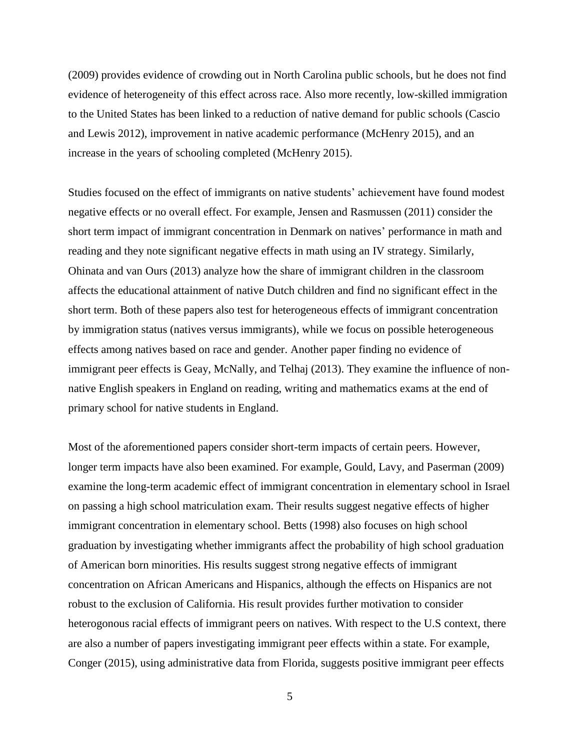(2009) provides evidence of crowding out in North Carolina public schools, but he does not find evidence of heterogeneity of this effect across race. Also more recently, low-skilled immigration to the United States has been linked to a reduction of native demand for public schools (Cascio and Lewis 2012), improvement in native academic performance (McHenry 2015), and an increase in the years of schooling completed (McHenry 2015).

Studies focused on the effect of immigrants on native students' achievement have found modest negative effects or no overall effect. For example, Jensen and Rasmussen (2011) consider the short term impact of immigrant concentration in Denmark on natives' performance in math and reading and they note significant negative effects in math using an IV strategy. Similarly, Ohinata and van Ours (2013) analyze how the share of immigrant children in the classroom affects the educational attainment of native Dutch children and find no significant effect in the short term. Both of these papers also test for heterogeneous effects of immigrant concentration by immigration status (natives versus immigrants), while we focus on possible heterogeneous effects among natives based on race and gender. Another paper finding no evidence of immigrant peer effects is Geay, McNally, and Telhaj (2013). They examine the influence of non-native English speakers in England on reading, writing and mathematics exams at the end of primary school for native students in England.

Most of the aforementioned papers consider short-term impacts of certain peers. However, longer term impacts have also been examined. For example, Gould, Lavy, and Paserman (2009) examine the long-term academic effect of immigrant concentration in elementary school in Israel on passing a high school matriculation exam. Their results suggest negative effects of higher immigrant concentration in elementary school. Betts (1998) also focuses on high school graduation by investigating whether immigrants affect the probability of high school graduation of American born minorities. His results suggest strong negative effects of immigrant concentration on African Americans and Hispanics, although the effects on Hispanics are not robust to the exclusion of California. His result provides further motivation to consider heterogonous racial effects of immigrant peers on natives. With respect to the U.S context, there are also a number of papers investigating immigrant peer effects within a state. For example, Conger (2015), using administrative data from Florida, suggests positive immigrant peer effects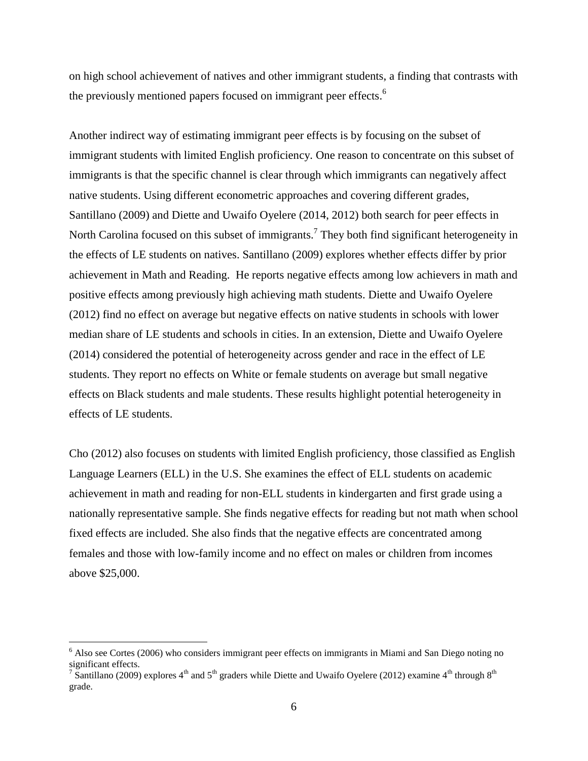on high school achievement of natives and other immigrant students, a finding that contrasts with the previously mentioned papers focused on immigrant peer effects.[6]

Another indirect way of estimating immigrant peer effects is by focusing on the subset of immigrant students with limited English proficiency. One reason to concentrate on this subset of immigrants is that the specific channel is clear through which immigrants can negatively affect native students. Using different econometric approaches and covering different grades, Santillano (2009) and Diette and Uwaifo Oyelere (2014, 2012) both search for peer effects in North Carolina focused on this subset of immigrants.[7] They both find significant heterogeneity in the effects of LE students on natives. Santillano (2009) explores whether effects differ by prior achievement in Math and Reading. He reports negative effects among low achievers in math and positive effects among previously high achieving math students. Diette and Uwaifo Oyelere (2012) find no effect on average but negative effects on native students in schools with lower median share of LE students and schools in cities. In an extension, Diette and Uwaifo Oyelere (2014) considered the potential of heterogeneity across gender and race in the effect of LE students. They report no effects on White or female students on average but small negative effects on Black students and male students. These results highlight potential heterogeneity in effects of LE students.

Cho (2012) also focuses on students with limited English proficiency, those classified as English Language Learners (ELL) in the U.S. She examines the effect of ELL students on academic achievement in math and reading for non-ELL students in kindergarten and first grade using a nationally representative sample. She finds negative effects for reading but not math when school fixed effects are included. She also finds that the negative effects are concentrated among females and those with low-family income and no effect on males or children from incomes above $25,000.

---

[6] Also see Cortes (2006) who considers immigrant peer effects on immigrants in Miami and San Diego noting no significant effects.

[7] Santillano (2009) explores 4th and 5th graders while Diette and Uwaifo Oyelere (2012) examine 4th through 8th grade.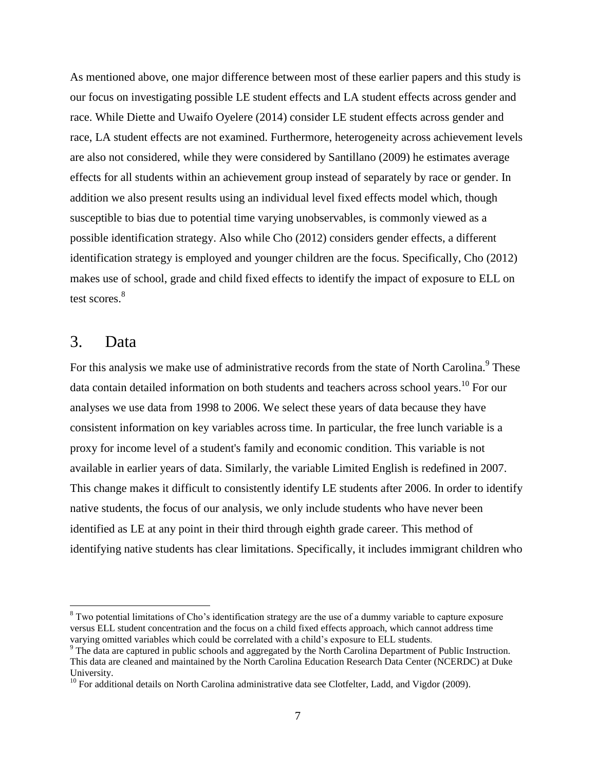As mentioned above, one major difference between most of these earlier papers and this study is our focus on investigating possible LE student effects and LA student effects across gender and race. While Diette and Uwaifo Oyelere (2014) consider LE student effects across gender and race, LA student effects are not examined. Furthermore, heterogeneity across achievement levels are also not considered, while they were considered by Santillano (2009) he estimates average effects for all students within an achievement group instead of separately by race or gender. In addition we also present results using an individual level fixed effects model which, though susceptible to bias due to potential time varying unobservables, is commonly viewed as a possible identification strategy. Also while Cho (2012) considers gender effects, a different identification strategy is employed and younger children are the focus. Specifically, Cho (2012) makes use of school, grade and child fixed effects to identify the impact of exposure to ELL on test scores.[8]

## 3. Data

For this analysis we make use of administrative records from the state of North Carolina.[9] These data contain detailed information on both students and teachers across school years.[10] For our analyses we use data from 1998 to 2006. We select these years of data because they have consistent information on key variables across time. In particular, the free lunch variable is a proxy for income level of a student's family and economic condition. This variable is not available in earlier years of data. Similarly, the variable Limited English is redefined in 2007. This change makes it difficult to consistently identify LE students after 2006. In order to identify native students, the focus of our analysis, we only include students who have never been identified as LE at any point in their third through eighth grade career. This method of identifying native students has clear limitations. Specifically, it includes immigrant children who

---

[8] Two potential limitations of Cho's identification strategy are the use of a dummy variable to capture exposure versus ELL student concentration and the focus on a child fixed effects approach, which cannot address time varying omitted variables which could be correlated with a child's exposure to ELL students.

[9] The data are captured in public schools and aggregated by the North Carolina Department of Public Instruction. This data are cleaned and maintained by the North Carolina Education Research Data Center (NCERDC) at Duke University.

[10] For additional details on North Carolina administrative data see Clotfelter, Ladd, and Vigdor (2009).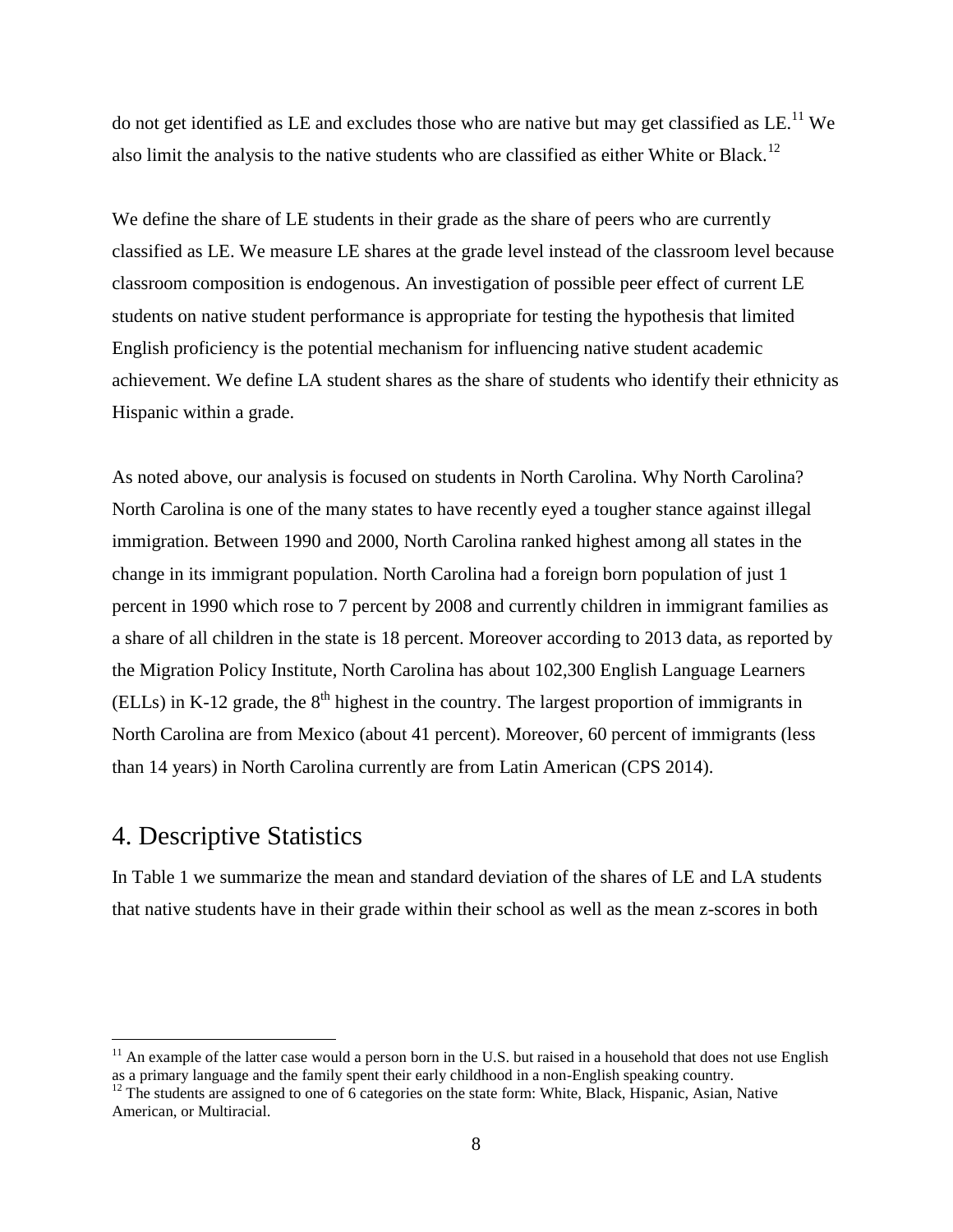do not get identified as LE and excludes those who are native but may get classified as LE.[11] We also limit the analysis to the native students who are classified as either White or Black.[12]

We define the share of LE students in their grade as the share of peers who are currently classified as LE. We measure LE shares at the grade level instead of the classroom level because classroom composition is endogenous. An investigation of possible peer effect of current LE students on native student performance is appropriate for testing the hypothesis that limited English proficiency is the potential mechanism for influencing native student academic achievement. We define LA student shares as the share of students who identify their ethnicity as Hispanic within a grade.

As noted above, our analysis is focused on students in North Carolina. Why North Carolina? North Carolina is one of the many states to have recently eyed a tougher stance against illegal immigration. Between 1990 and 2000, North Carolina ranked highest among all states in the change in its immigrant population. North Carolina had a foreign born population of just 1 percent in 1990 which rose to 7 percent by 2008 and currently children in immigrant families as a share of all children in the state is 18 percent. Moreover according to 2013 data, as reported by the Migration Policy Institute, North Carolina has about 102,300 English Language Learners (ELLs) in K-12 grade, the 8th highest in the country. The largest proportion of immigrants in North Carolina are from Mexico (about 41 percent). Moreover, 60 percent of immigrants (less than 14 years) in North Carolina currently are from Latin American (CPS 2014).

## 4. Descriptive Statistics

In Table 1 we summarize the mean and standard deviation of the shares of LE and LA students that native students have in their grade within their school as well as the mean z-scores in both

[11] An example of the latter case would a person born in the U.S. but raised in a household that does not use English as a primary language and the family spent their early childhood in a non-English speaking country.

[12] The students are assigned to one of 6 categories on the state form: White, Black, Hispanic, Asian, Native American, or Multiracial.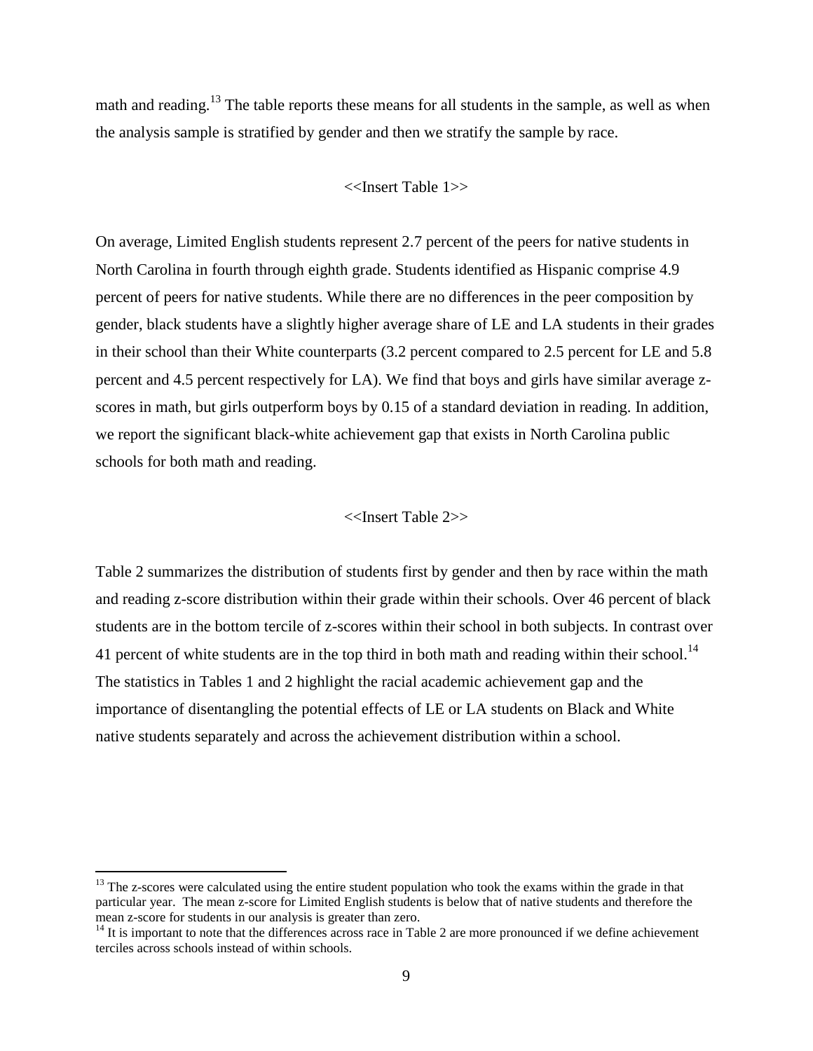math and reading.[13] The table reports these means for all students in the sample, as well as when the analysis sample is stratified by gender and then we stratify the sample by race.

<<Insert Table 1>>

On average, Limited English students represent 2.7 percent of the peers for native students in North Carolina in fourth through eighth grade. Students identified as Hispanic comprise 4.9 percent of peers for native students. While there are no differences in the peer composition by gender, black students have a slightly higher average share of LE and LA students in their grades in their school than their White counterparts (3.2 percent compared to 2.5 percent for LE and 5.8 percent and 4.5 percent respectively for LA). We find that boys and girls have similar average z-scores in math, but girls outperform boys by 0.15 of a standard deviation in reading. In addition, we report the significant black-white achievement gap that exists in North Carolina public schools for both math and reading.

<<Insert Table 2>>

Table 2 summarizes the distribution of students first by gender and then by race within the math and reading z-score distribution within their grade within their schools. Over 46 percent of black students are in the bottom tercile of z-scores within their school in both subjects. In contrast over 41 percent of white students are in the top third in both math and reading within their school.[14] The statistics in Tables 1 and 2 highlight the racial academic achievement gap and the importance of disentangling the potential effects of LE or LA students on Black and White native students separately and across the achievement distribution within a school.

---

[13] The z-scores were calculated using the entire student population who took the exams within the grade in that particular year. The mean z-score for Limited English students is below that of native students and therefore the mean z-score for students in our analysis is greater than zero.

[14] It is important to note that the differences across race in Table 2 are more pronounced if we define achievement terciles across schools instead of within schools.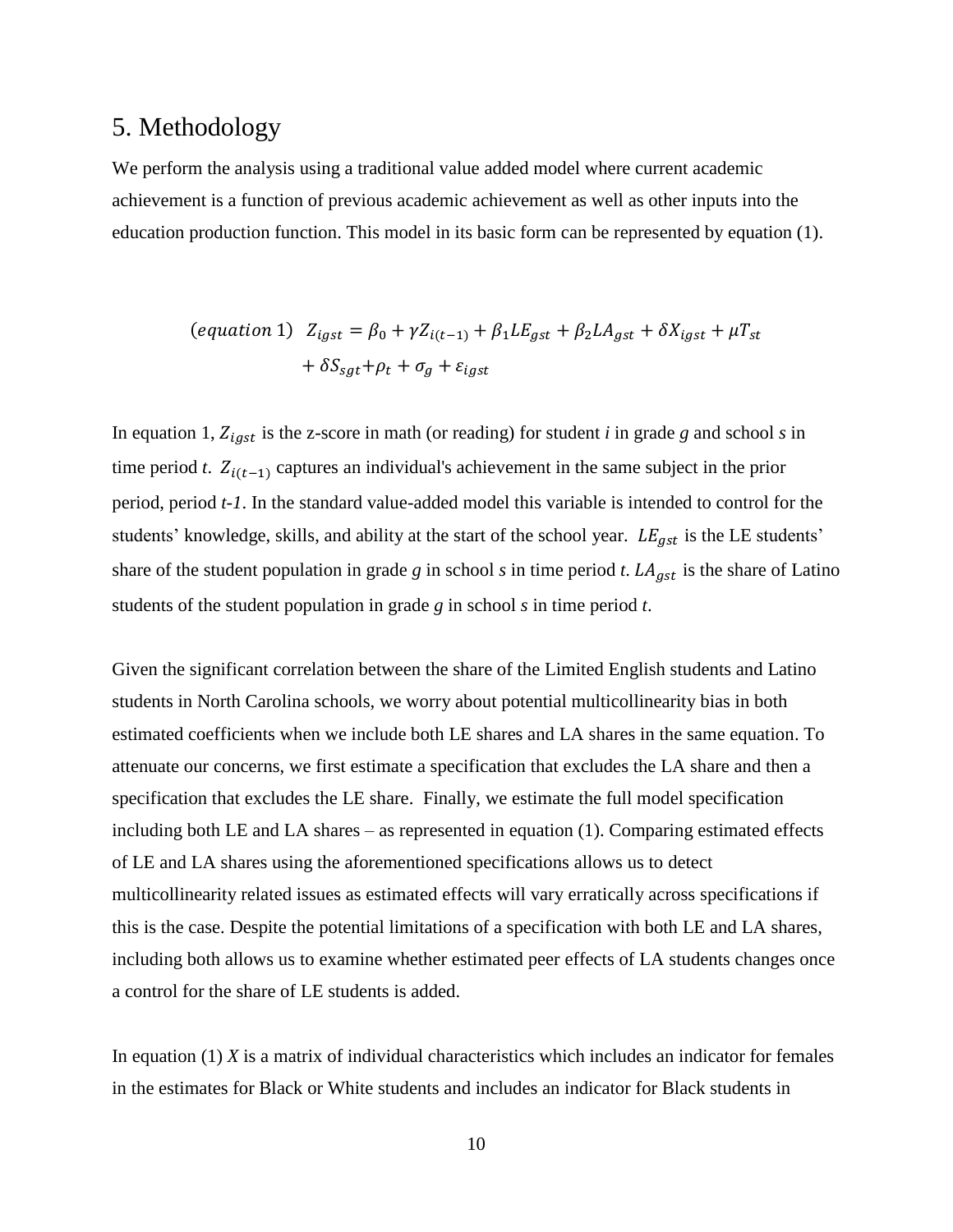## 5. Methodology

We perform the analysis using a traditional value added model where current academic achievement is a function of previous academic achievement as well as other inputs into the education production function. This model in its basic form can be represented by equation (1).

$$(equation\ 1)\quad Z_{igst} = \beta_0 + \gamma Z_{i(t-1)} + \beta_1 LE_{gst} + \beta_2 LA_{gst} + \delta X_{igst} + \mu T_{st} + \delta S_{sgt} + \rho_t + \sigma_g + \varepsilon_{igst}$$

In equation 1, $Z_{igst}$ is the z-score in math (or reading) for student *i* in grade *g* and school *s* in time period *t*. $Z_{i(t-1)}$ captures an individual's achievement in the same subject in the prior period, period *t-1*. In the standard value-added model this variable is intended to control for the students' knowledge, skills, and ability at the start of the school year. $LE_{gst}$ is the LE students' share of the student population in grade *g* in school *s* in time period *t*. $LA_{gst}$ is the share of Latino students of the student population in grade *g* in school *s* in time period *t*.

Given the significant correlation between the share of the Limited English students and Latino students in North Carolina schools, we worry about potential multicollinearity bias in both estimated coefficients when we include both LE shares and LA shares in the same equation. To attenuate our concerns, we first estimate a specification that excludes the LA share and then a specification that excludes the LE share. Finally, we estimate the full model specification including both LE and LA shares – as represented in equation (1). Comparing estimated effects of LE and LA shares using the aforementioned specifications allows us to detect multicollinearity related issues as estimated effects will vary erratically across specifications if this is the case. Despite the potential limitations of a specification with both LE and LA shares, including both allows us to examine whether estimated peer effects of LA students changes once a control for the share of LE students is added.

In equation (1) *X* is a matrix of individual characteristics which includes an indicator for females in the estimates for Black or White students and includes an indicator for Black students in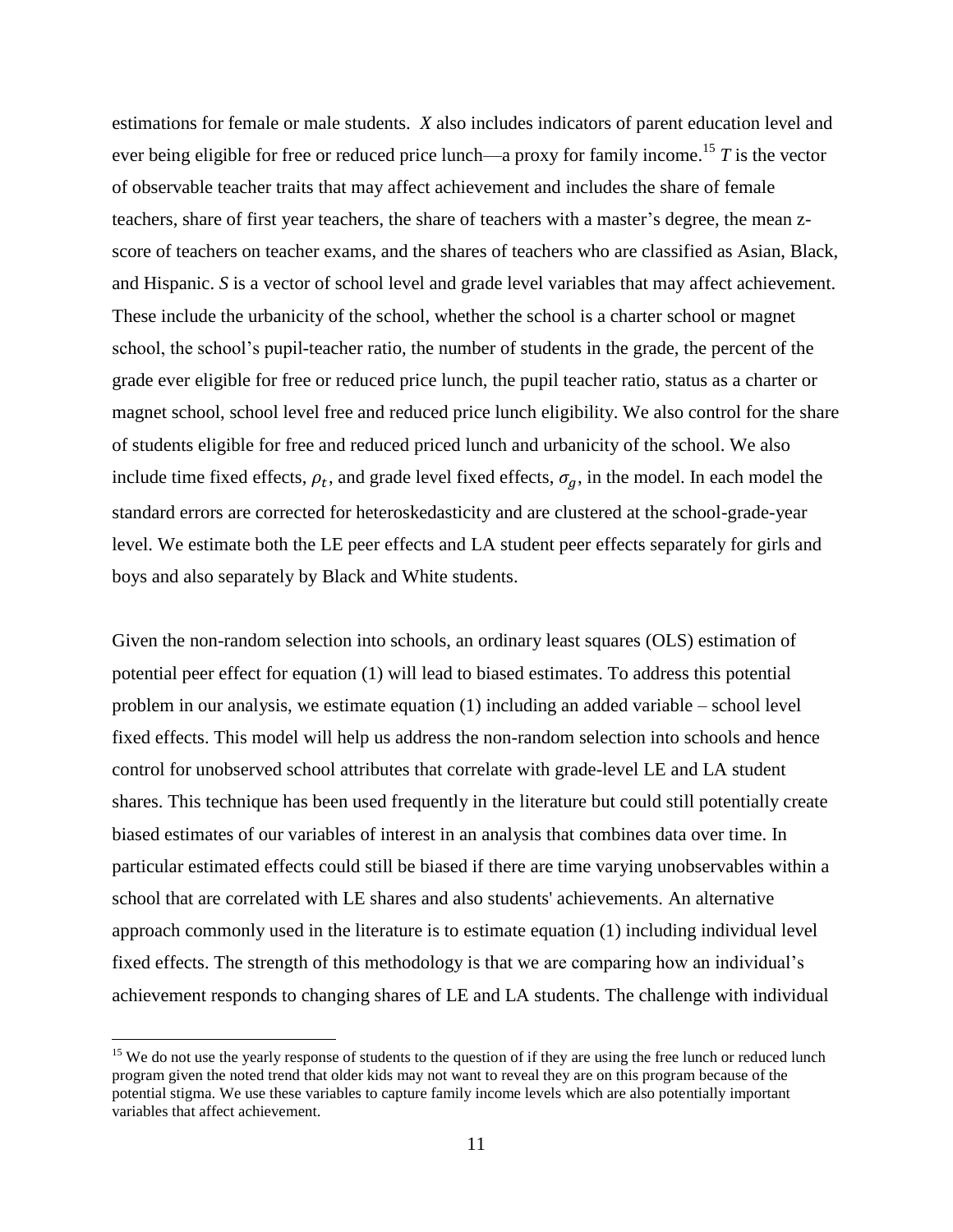estimations for female or male students. *X* also includes indicators of parent education level and ever being eligible for free or reduced price lunch—a proxy for family income.[15] $T$ is the vector of observable teacher traits that may affect achievement and includes the share of female teachers, share of first year teachers, the share of teachers with a master's degree, the mean z-score of teachers on teacher exams, and the shares of teachers who are classified as Asian, Black, and Hispanic. *S* is a vector of school level and grade level variables that may affect achievement. These include the urbanicity of the school, whether the school is a charter school or magnet school, the school's pupil-teacher ratio, the number of students in the grade, the percent of the grade ever eligible for free or reduced price lunch, the pupil teacher ratio, status as a charter or magnet school, school level free and reduced price lunch eligibility. We also control for the share of students eligible for free and reduced priced lunch and urbanicity of the school. We also include time fixed effects, $\rho_t$, and grade level fixed effects, $\sigma_g$, in the model. In each model the standard errors are corrected for heteroskedasticity and are clustered at the school-grade-year level. We estimate both the LE peer effects and LA student peer effects separately for girls and boys and also separately by Black and White students.

Given the non-random selection into schools, an ordinary least squares (OLS) estimation of potential peer effect for equation (1) will lead to biased estimates. To address this potential problem in our analysis, we estimate equation (1) including an added variable – school level fixed effects. This model will help us address the non-random selection into schools and hence control for unobserved school attributes that correlate with grade-level LE and LA student shares. This technique has been used frequently in the literature but could still potentially create biased estimates of our variables of interest in an analysis that combines data over time. In particular estimated effects could still be biased if there are time varying unobservables within a school that are correlated with LE shares and also students' achievements. An alternative approach commonly used in the literature is to estimate equation (1) including individual level fixed effects. The strength of this methodology is that we are comparing how an individual's achievement responds to changing shares of LE and LA students. The challenge with individual

[15] We do not use the yearly response of students to the question of if they are using the free lunch or reduced lunch program given the noted trend that older kids may not want to reveal they are on this program because of the potential stigma. We use these variables to capture family income levels which are also potentially important variables that affect achievement.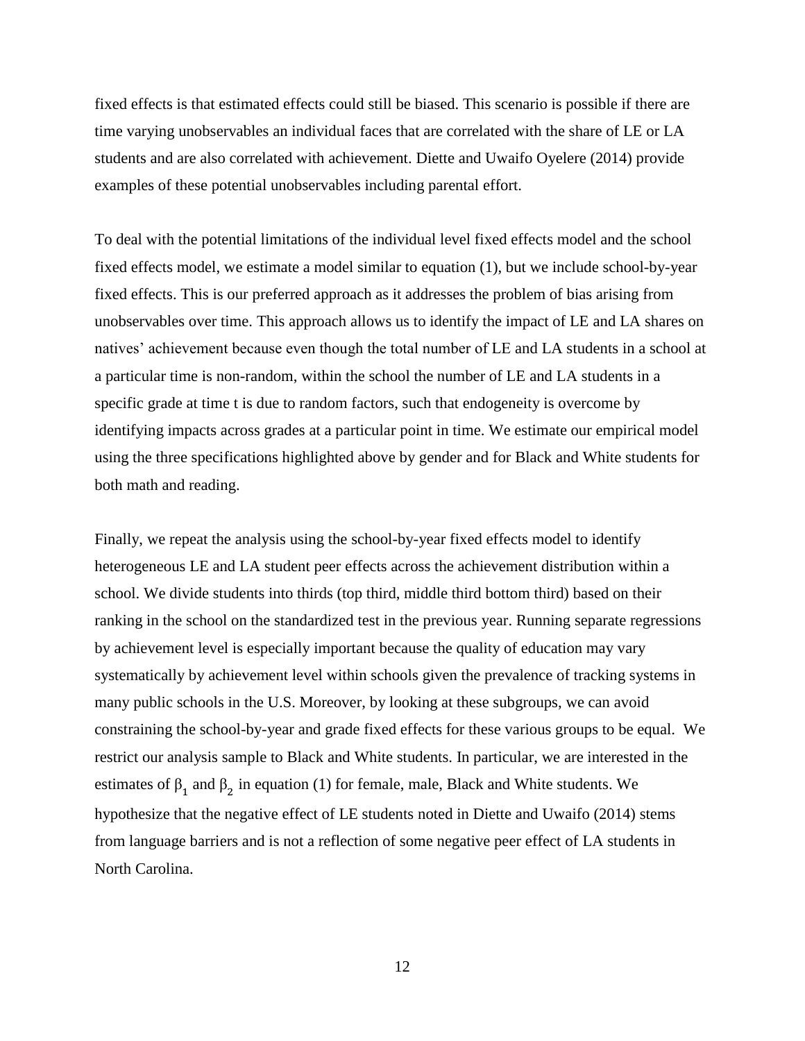fixed effects is that estimated effects could still be biased. This scenario is possible if there are time varying unobservables an individual faces that are correlated with the share of LE or LA students and are also correlated with achievement. Diette and Uwaifo Oyelere (2014) provide examples of these potential unobservables including parental effort.

To deal with the potential limitations of the individual level fixed effects model and the school fixed effects model, we estimate a model similar to equation (1), but we include school-by-year fixed effects. This is our preferred approach as it addresses the problem of bias arising from unobservables over time. This approach allows us to identify the impact of LE and LA shares on natives' achievement because even though the total number of LE and LA students in a school at a particular time is non-random, within the school the number of LE and LA students in a specific grade at time t is due to random factors, such that endogeneity is overcome by identifying impacts across grades at a particular point in time. We estimate our empirical model using the three specifications highlighted above by gender and for Black and White students for both math and reading.

Finally, we repeat the analysis using the school-by-year fixed effects model to identify heterogeneous LE and LA student peer effects across the achievement distribution within a school. We divide students into thirds (top third, middle third bottom third) based on their ranking in the school on the standardized test in the previous year. Running separate regressions by achievement level is especially important because the quality of education may vary systematically by achievement level within schools given the prevalence of tracking systems in many public schools in the U.S. Moreover, by looking at these subgroups, we can avoid constraining the school-by-year and grade fixed effects for these various groups to be equal. We restrict our analysis sample to Black and White students. In particular, we are interested in the estimates of $\beta_1$ and $\beta_2$ in equation (1) for female, male, Black and White students. We hypothesize that the negative effect of LE students noted in Diette and Uwaifo (2014) stems from language barriers and is not a reflection of some negative peer effect of LA students in North Carolina.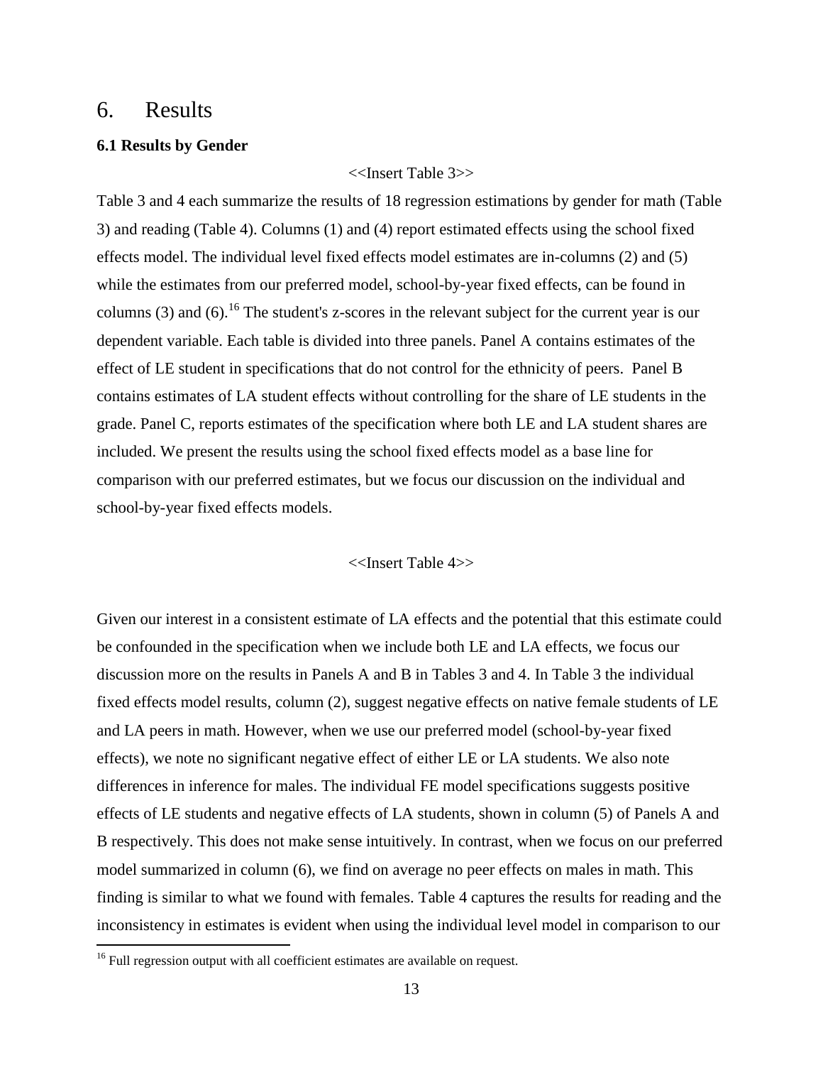# 6. Results

### 6.1 Results by Gender

<<Insert Table 3>>

Table 3 and 4 each summarize the results of 18 regression estimations by gender for math (Table 3) and reading (Table 4). Columns (1) and (4) report estimated effects using the school fixed effects model. The individual level fixed effects model estimates are in-columns (2) and (5) while the estimates from our preferred model, school-by-year fixed effects, can be found in columns (3) and (6).[16] The student's z-scores in the relevant subject for the current year is our dependent variable. Each table is divided into three panels. Panel A contains estimates of the effect of LE student in specifications that do not control for the ethnicity of peers. Panel B contains estimates of LA student effects without controlling for the share of LE students in the grade. Panel C, reports estimates of the specification where both LE and LA student shares are included. We present the results using the school fixed effects model as a base line for comparison with our preferred estimates, but we focus our discussion on the individual and school-by-year fixed effects models.

<<Insert Table 4>>

Given our interest in a consistent estimate of LA effects and the potential that this estimate could be confounded in the specification when we include both LE and LA effects, we focus our discussion more on the results in Panels A and B in Tables 3 and 4. In Table 3 the individual fixed effects model results, column (2), suggest negative effects on native female students of LE and LA peers in math. However, when we use our preferred model (school-by-year fixed effects), we note no significant negative effect of either LE or LA students. We also note differences in inference for males. The individual FE model specifications suggests positive effects of LE students and negative effects of LA students, shown in column (5) of Panels A and B respectively. This does not make sense intuitively. In contrast, when we focus on our preferred model summarized in column (6), we find on average no peer effects on males in math. This finding is similar to what we found with females. Table 4 captures the results for reading and the inconsistency in estimates is evident when using the individual level model in comparison to our

[16] Full regression output with all coefficient estimates are available on request.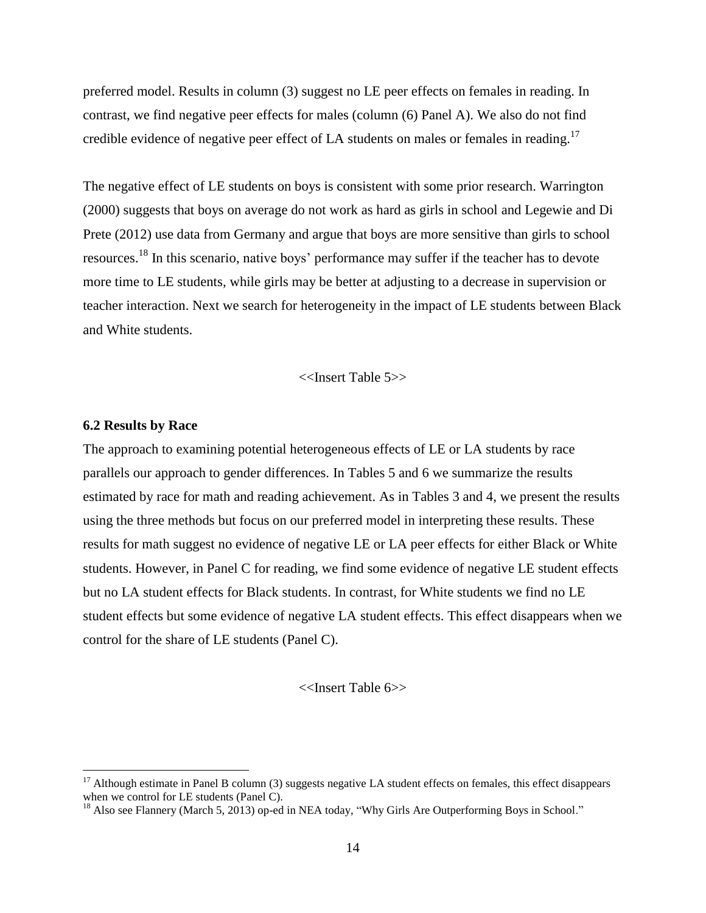preferred model. Results in column (3) suggest no LE peer effects on females in reading. In contrast, we find negative peer effects for males (column (6) Panel A). We also do not find credible evidence of negative peer effect of LA students on males or females in reading.[17]

The negative effect of LE students on boys is consistent with some prior research. Warrington (2000) suggests that boys on average do not work as hard as girls in school and Legewie and Di Prete (2012) use data from Germany and argue that boys are more sensitive than girls to school resources.[18] In this scenario, native boys' performance may suffer if the teacher has to devote more time to LE students, while girls may be better at adjusting to a decrease in supervision or teacher interaction. Next we search for heterogeneity in the impact of LE students between Black and White students.

<<Insert Table 5>>

### 6.2 Results by Race

The approach to examining potential heterogeneous effects of LE or LA students by race parallels our approach to gender differences. In Tables 5 and 6 we summarize the results estimated by race for math and reading achievement. As in Tables 3 and 4, we present the results using the three methods but focus on our preferred model in interpreting these results. These results for math suggest no evidence of negative LE or LA peer effects for either Black or White students. However, in Panel C for reading, we find some evidence of negative LE student effects but no LA student effects for Black students. In contrast, for White students we find no LE student effects but some evidence of negative LA student effects. This effect disappears when we control for the share of LE students (Panel C).

<<Insert Table 6>>

[17] Although estimate in Panel B column (3) suggests negative LA student effects on females, this effect disappears when we control for LE students (Panel C).

[18] Also see Flannery (March 5, 2013) op-ed in NEA today, "Why Girls Are Outperforming Boys in School."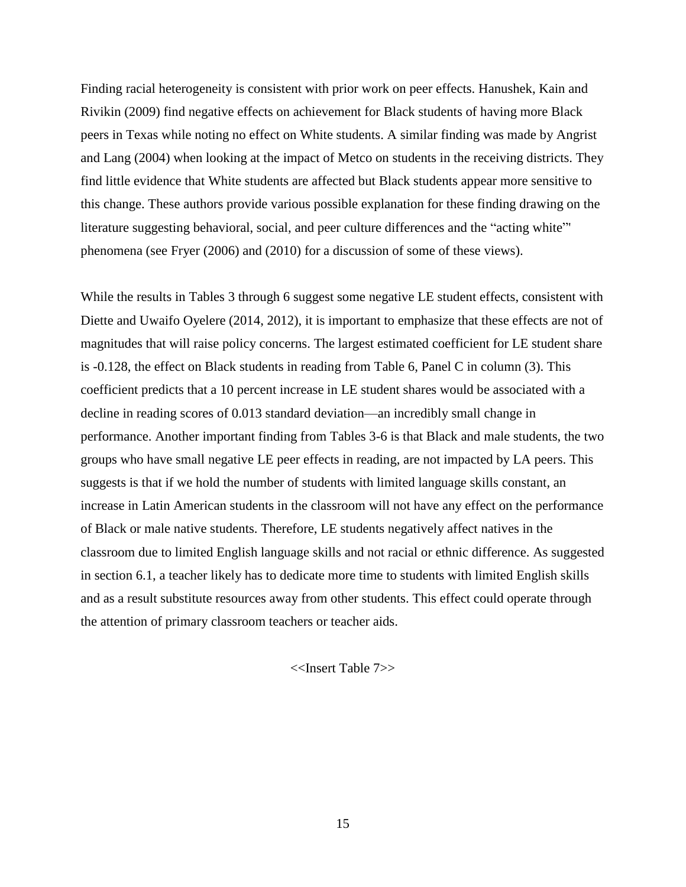Finding racial heterogeneity is consistent with prior work on peer effects. Hanushek, Kain and Rivikin (2009) find negative effects on achievement for Black students of having more Black peers in Texas while noting no effect on White students. A similar finding was made by Angrist and Lang (2004) when looking at the impact of Metco on students in the receiving districts. They find little evidence that White students are affected but Black students appear more sensitive to this change. These authors provide various possible explanation for these finding drawing on the literature suggesting behavioral, social, and peer culture differences and the "acting white"' phenomena (see Fryer (2006) and (2010) for a discussion of some of these views).

While the results in Tables 3 through 6 suggest some negative LE student effects, consistent with Diette and Uwaifo Oyelere (2014, 2012), it is important to emphasize that these effects are not of magnitudes that will raise policy concerns. The largest estimated coefficient for LE student share is -0.128, the effect on Black students in reading from Table 6, Panel C in column (3). This coefficient predicts that a 10 percent increase in LE student shares would be associated with a decline in reading scores of 0.013 standard deviation—an incredibly small change in performance. Another important finding from Tables 3-6 is that Black and male students, the two groups who have small negative LE peer effects in reading, are not impacted by LA peers. This suggests is that if we hold the number of students with limited language skills constant, an increase in Latin American students in the classroom will not have any effect on the performance of Black or male native students. Therefore, LE students negatively affect natives in the classroom due to limited English language skills and not racial or ethnic difference. As suggested in section 6.1, a teacher likely has to dedicate more time to students with limited English skills and as a result substitute resources away from other students. This effect could operate through the attention of primary classroom teachers or teacher aids.

<<Insert Table 7>>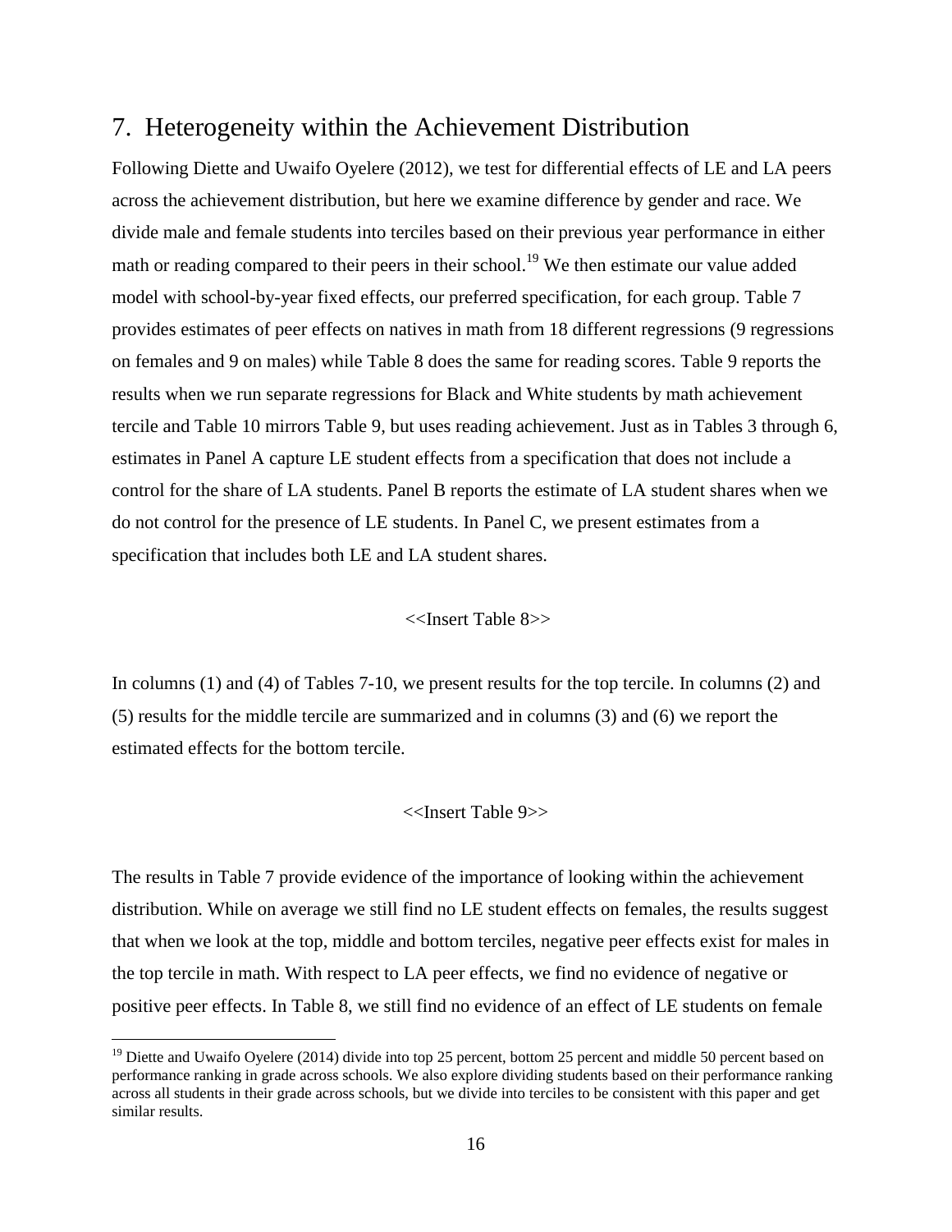## 7. Heterogeneity within the Achievement Distribution

Following Diette and Uwaifo Oyelere (2012), we test for differential effects of LE and LA peers across the achievement distribution, but here we examine difference by gender and race. We divide male and female students into terciles based on their previous year performance in either math or reading compared to their peers in their school.[19] We then estimate our value added model with school-by-year fixed effects, our preferred specification, for each group. Table 7 provides estimates of peer effects on natives in math from 18 different regressions (9 regressions on females and 9 on males) while Table 8 does the same for reading scores. Table 9 reports the results when we run separate regressions for Black and White students by math achievement tercile and Table 10 mirrors Table 9, but uses reading achievement. Just as in Tables 3 through 6, estimates in Panel A capture LE student effects from a specification that does not include a control for the share of LA students. Panel B reports the estimate of LA student shares when we do not control for the presence of LE students. In Panel C, we present estimates from a specification that includes both LE and LA student shares.

<<Insert Table 8>>

In columns (1) and (4) of Tables 7-10, we present results for the top tercile. In columns (2) and (5) results for the middle tercile are summarized and in columns (3) and (6) we report the estimated effects for the bottom tercile.

<<Insert Table 9>>

The results in Table 7 provide evidence of the importance of looking within the achievement distribution. While on average we still find no LE student effects on females, the results suggest that when we look at the top, middle and bottom terciles, negative peer effects exist for males in the top tercile in math. With respect to LA peer effects, we find no evidence of negative or positive peer effects. In Table 8, we still find no evidence of an effect of LE students on female

[19] Diette and Uwaifo Oyelere (2014) divide into top 25 percent, bottom 25 percent and middle 50 percent based on performance ranking in grade across schools. We also explore dividing students based on their performance ranking across all students in their grade across schools, but we divide into terciles to be consistent with this paper and get similar results.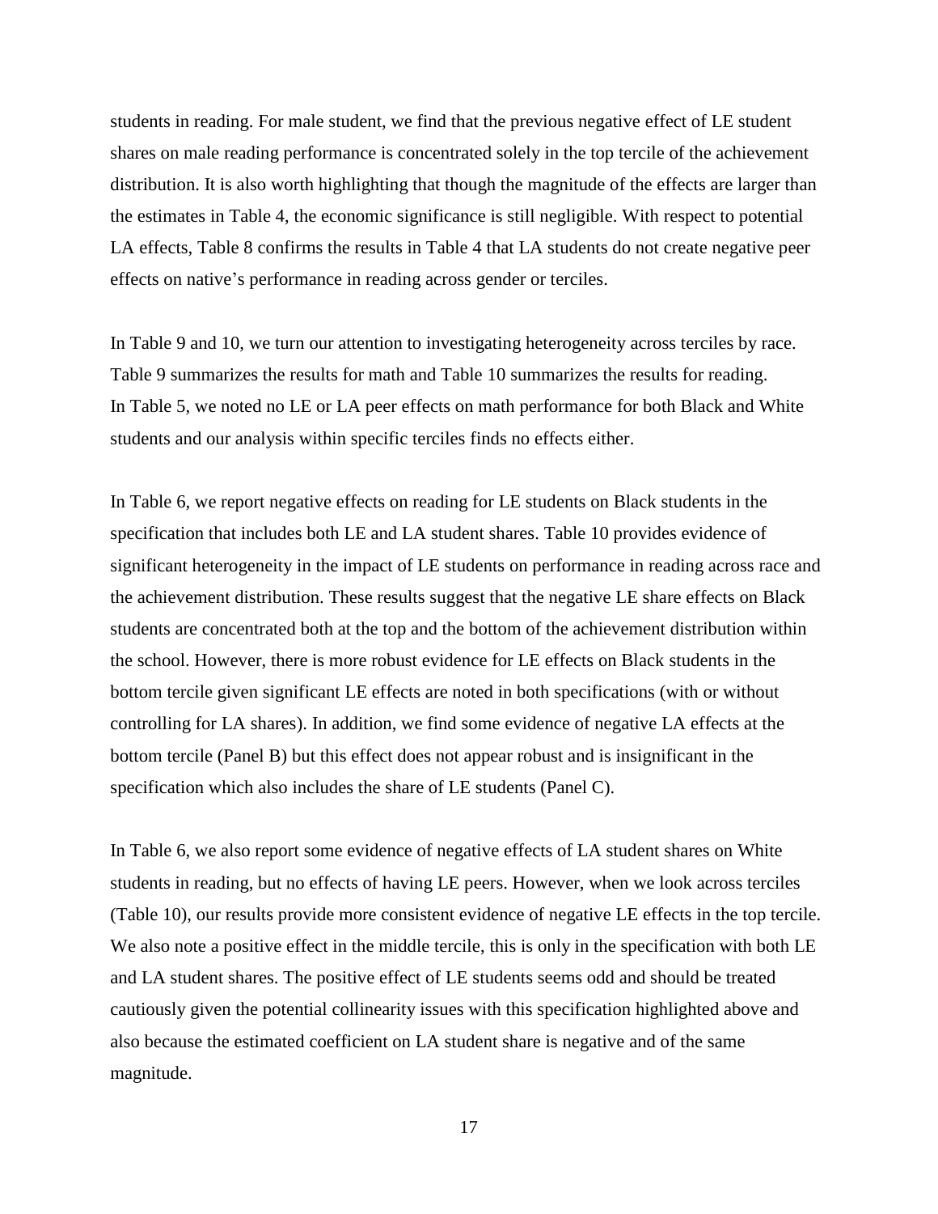students in reading. For male student, we find that the previous negative effect of LE student shares on male reading performance is concentrated solely in the top tercile of the achievement distribution. It is also worth highlighting that though the magnitude of the effects are larger than the estimates in Table 4, the economic significance is still negligible. With respect to potential LA effects, Table 8 confirms the results in Table 4 that LA students do not create negative peer effects on native's performance in reading across gender or terciles.

In Table 9 and 10, we turn our attention to investigating heterogeneity across terciles by race. Table 9 summarizes the results for math and Table 10 summarizes the results for reading. In Table 5, we noted no LE or LA peer effects on math performance for both Black and White students and our analysis within specific terciles finds no effects either.

In Table 6, we report negative effects on reading for LE students on Black students in the specification that includes both LE and LA student shares. Table 10 provides evidence of significant heterogeneity in the impact of LE students on performance in reading across race and the achievement distribution. These results suggest that the negative LE share effects on Black students are concentrated both at the top and the bottom of the achievement distribution within the school. However, there is more robust evidence for LE effects on Black students in the bottom tercile given significant LE effects are noted in both specifications (with or without controlling for LA shares). In addition, we find some evidence of negative LA effects at the bottom tercile (Panel B) but this effect does not appear robust and is insignificant in the specification which also includes the share of LE students (Panel C).

In Table 6, we also report some evidence of negative effects of LA student shares on White students in reading, but no effects of having LE peers. However, when we look across terciles (Table 10), our results provide more consistent evidence of negative LE effects in the top tercile. We also note a positive effect in the middle tercile, this is only in the specification with both LE and LA student shares. The positive effect of LE students seems odd and should be treated cautiously given the potential collinearity issues with this specification highlighted above and also because the estimated coefficient on LA student share is negative and of the same magnitude.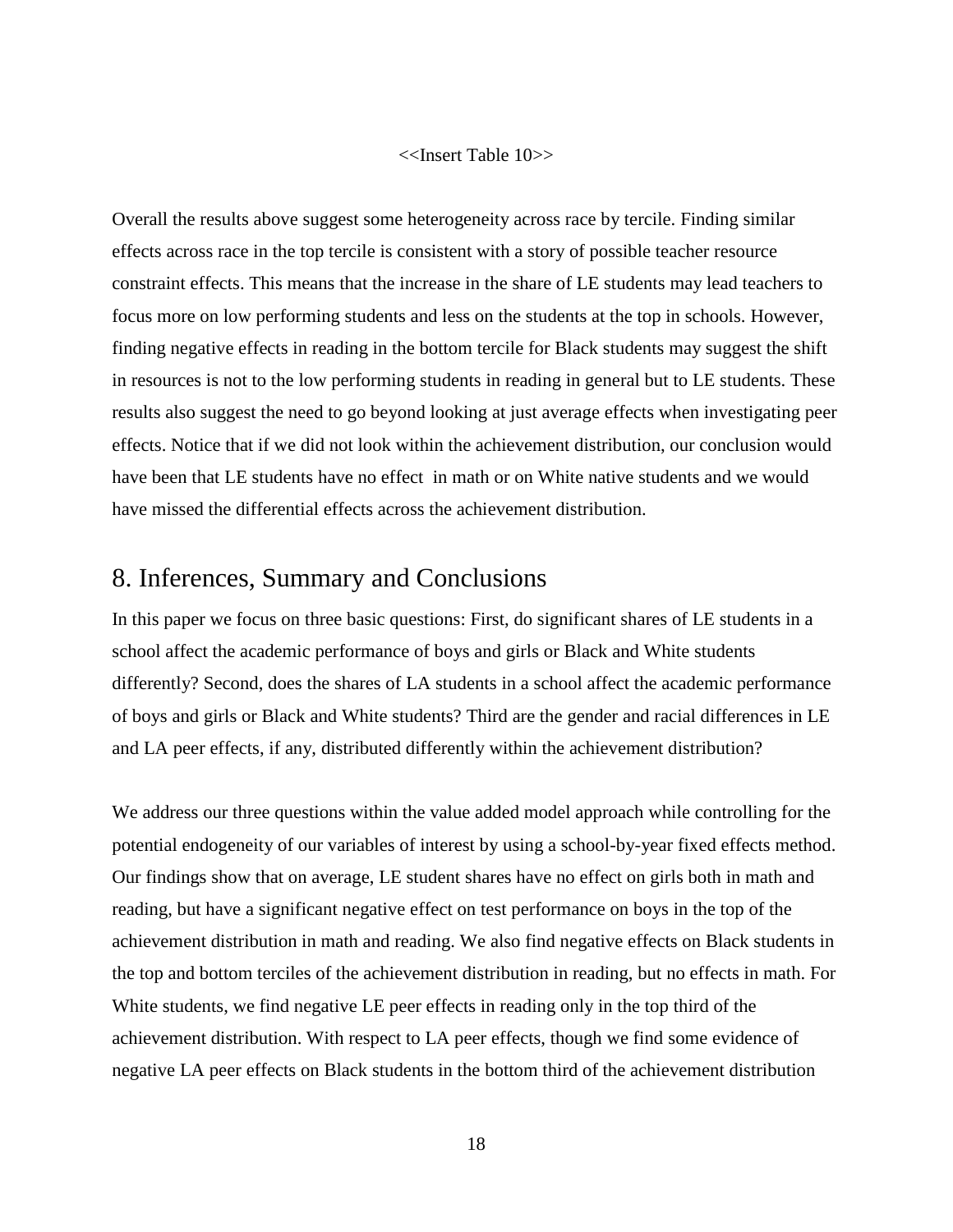<<Insert Table 10>>

Overall the results above suggest some heterogeneity across race by tercile. Finding similar effects across race in the top tercile is consistent with a story of possible teacher resource constraint effects. This means that the increase in the share of LE students may lead teachers to focus more on low performing students and less on the students at the top in schools. However, finding negative effects in reading in the bottom tercile for Black students may suggest the shift in resources is not to the low performing students in reading in general but to LE students. These results also suggest the need to go beyond looking at just average effects when investigating peer effects. Notice that if we did not look within the achievement distribution, our conclusion would have been that LE students have no effect in math or on White native students and we would have missed the differential effects across the achievement distribution.

## 8. Inferences, Summary and Conclusions

In this paper we focus on three basic questions: First, do significant shares of LE students in a school affect the academic performance of boys and girls or Black and White students differently? Second, does the shares of LA students in a school affect the academic performance of boys and girls or Black and White students? Third are the gender and racial differences in LE and LA peer effects, if any, distributed differently within the achievement distribution?

We address our three questions within the value added model approach while controlling for the potential endogeneity of our variables of interest by using a school-by-year fixed effects method. Our findings show that on average, LE student shares have no effect on girls both in math and reading, but have a significant negative effect on test performance on boys in the top of the achievement distribution in math and reading. We also find negative effects on Black students in the top and bottom terciles of the achievement distribution in reading, but no effects in math. For White students, we find negative LE peer effects in reading only in the top third of the achievement distribution. With respect to LA peer effects, though we find some evidence of negative LA peer effects on Black students in the bottom third of the achievement distribution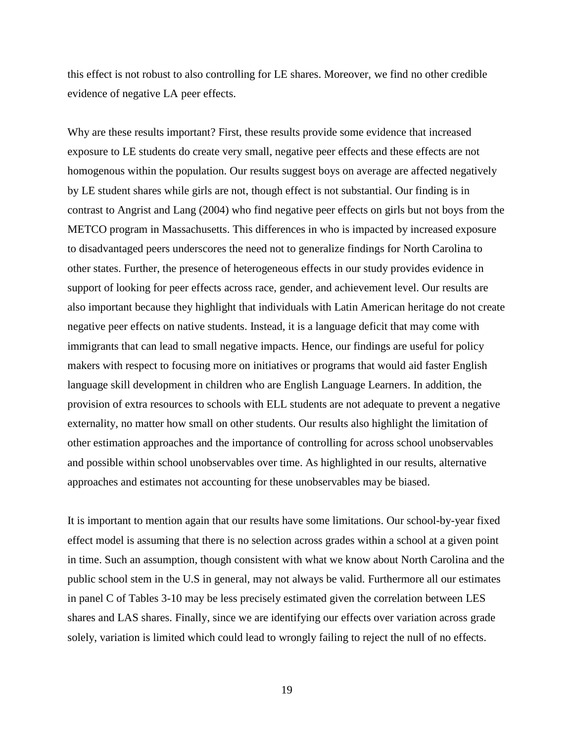this effect is not robust to also controlling for LE shares. Moreover, we find no other credible evidence of negative LA peer effects.

Why are these results important? First, these results provide some evidence that increased exposure to LE students do create very small, negative peer effects and these effects are not homogenous within the population. Our results suggest boys on average are affected negatively by LE student shares while girls are not, though effect is not substantial. Our finding is in contrast to Angrist and Lang (2004) who find negative peer effects on girls but not boys from the METCO program in Massachusetts. This differences in who is impacted by increased exposure to disadvantaged peers underscores the need not to generalize findings for North Carolina to other states. Further, the presence of heterogeneous effects in our study provides evidence in support of looking for peer effects across race, gender, and achievement level. Our results are also important because they highlight that individuals with Latin American heritage do not create negative peer effects on native students. Instead, it is a language deficit that may come with immigrants that can lead to small negative impacts. Hence, our findings are useful for policy makers with respect to focusing more on initiatives or programs that would aid faster English language skill development in children who are English Language Learners. In addition, the provision of extra resources to schools with ELL students are not adequate to prevent a negative externality, no matter how small on other students. Our results also highlight the limitation of other estimation approaches and the importance of controlling for across school unobservables and possible within school unobservables over time. As highlighted in our results, alternative approaches and estimates not accounting for these unobservables may be biased.

It is important to mention again that our results have some limitations. Our school-by-year fixed effect model is assuming that there is no selection across grades within a school at a given point in time. Such an assumption, though consistent with what we know about North Carolina and the public school stem in the U.S in general, may not always be valid. Furthermore all our estimates in panel C of Tables 3-10 may be less precisely estimated given the correlation between LES shares and LAS shares. Finally, since we are identifying our effects over variation across grade solely, variation is limited which could lead to wrongly failing to reject the null of no effects.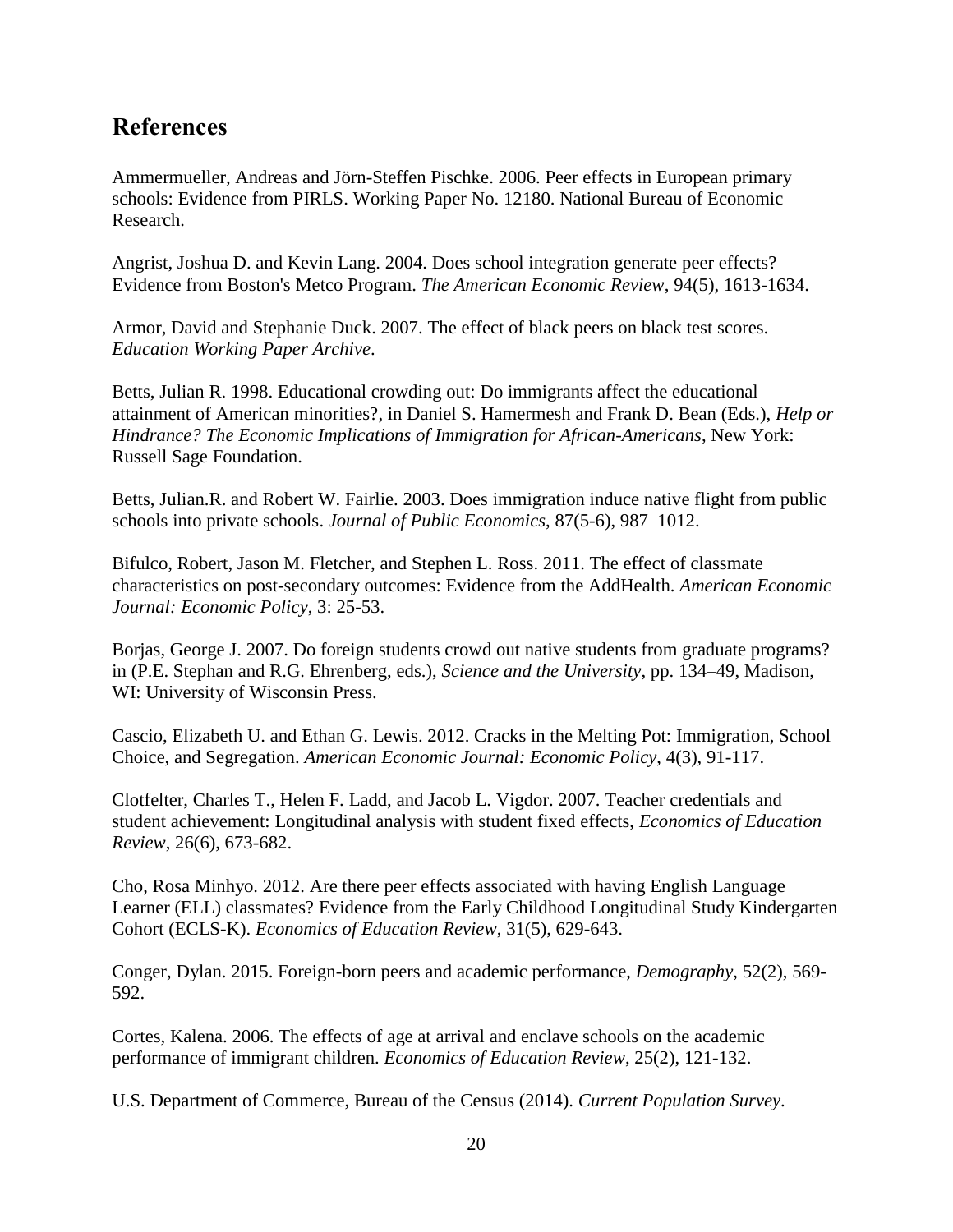## References

Ammermueller, Andreas and Jörn-Steffen Pischke. 2006. Peer effects in European primary schools: Evidence from PIRLS. Working Paper No. 12180. National Bureau of Economic Research.

Angrist, Joshua D. and Kevin Lang. 2004. Does school integration generate peer effects? Evidence from Boston's Metco Program. *The American Economic Review*, 94(5), 1613-1634.

Armor, David and Stephanie Duck. 2007. The effect of black peers on black test scores. *Education Working Paper Archive*.

Betts, Julian R. 1998. Educational crowding out: Do immigrants affect the educational attainment of American minorities?, in Daniel S. Hamermesh and Frank D. Bean (Eds.), *Help or Hindrance? The Economic Implications of Immigration for African-Americans*, New York: Russell Sage Foundation.

Betts, Julian.R. and Robert W. Fairlie. 2003. Does immigration induce native flight from public schools into private schools. *Journal of Public Economics*, 87(5-6), 987–1012.

Bifulco, Robert, Jason M. Fletcher, and Stephen L. Ross. 2011. The effect of classmate characteristics on post-secondary outcomes: Evidence from the AddHealth. *American Economic Journal: Economic Policy*, 3: 25-53.

Borjas, George J. 2007. Do foreign students crowd out native students from graduate programs? in (P.E. Stephan and R.G. Ehrenberg, eds.), *Science and the University*, pp. 134–49, Madison, WI: University of Wisconsin Press.

Cascio, Elizabeth U. and Ethan G. Lewis. 2012. Cracks in the Melting Pot: Immigration, School Choice, and Segregation. *American Economic Journal: Economic Policy*, 4(3), 91-117.

Clotfelter, Charles T., Helen F. Ladd, and Jacob L. Vigdor. 2007. Teacher credentials and student achievement: Longitudinal analysis with student fixed effects, *Economics of Education Review*, 26(6), 673-682.

Cho, Rosa Minhyo. 2012. Are there peer effects associated with having English Language Learner (ELL) classmates? Evidence from the Early Childhood Longitudinal Study Kindergarten Cohort (ECLS-K). *Economics of Education Review*, 31(5), 629-643.

Conger, Dylan. 2015. Foreign-born peers and academic performance, *Demography*, 52(2), 569-592.

Cortes, Kalena. 2006. The effects of age at arrival and enclave schools on the academic performance of immigrant children. *Economics of Education Review*, 25(2), 121-132.

U.S. Department of Commerce, Bureau of the Census (2014). *Current Population Survey*.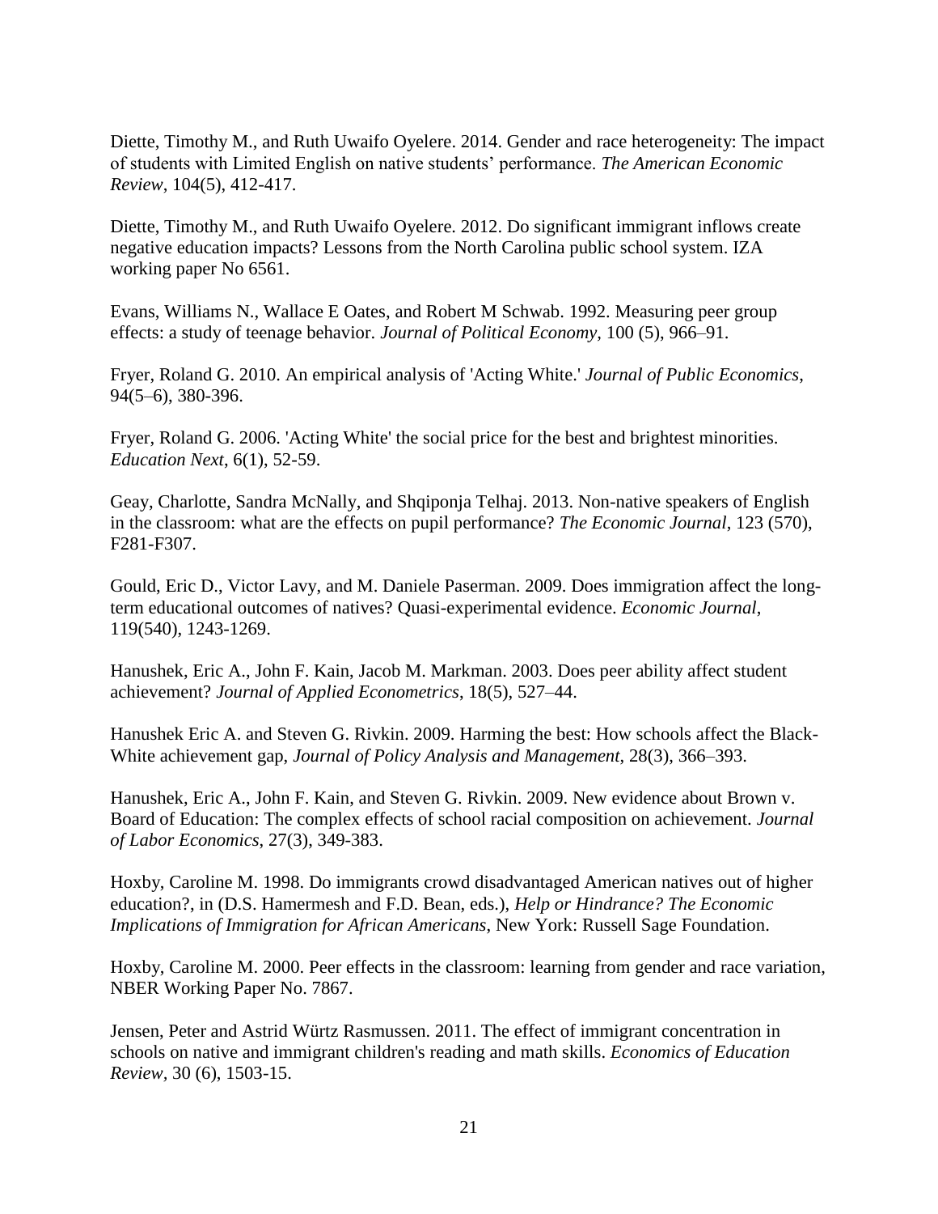Diette, Timothy M., and Ruth Uwaifo Oyelere. 2014. Gender and race heterogeneity: The impact of students with Limited English on native students' performance. *The American Economic Review*, 104(5), 412-417.

Diette, Timothy M., and Ruth Uwaifo Oyelere. 2012. Do significant immigrant inflows create negative education impacts? Lessons from the North Carolina public school system. IZA working paper No 6561.

Evans, Williams N., Wallace E Oates, and Robert M Schwab. 1992. Measuring peer group effects: a study of teenage behavior. *Journal of Political Economy*, 100 (5), 966–91.

Fryer, Roland G. 2010. An empirical analysis of 'Acting White.' *Journal of Public Economics*, 94(5–6), 380-396.

Fryer, Roland G. 2006. 'Acting White' the social price for the best and brightest minorities. *Education Next*, 6(1), 52-59.

Geay, Charlotte, Sandra McNally, and Shqiponja Telhaj. 2013. Non-native speakers of English in the classroom: what are the effects on pupil performance? *The Economic Journal*, 123 (570), F281-F307.

Gould, Eric D., Victor Lavy, and M. Daniele Paserman. 2009. Does immigration affect the long-term educational outcomes of natives? Quasi-experimental evidence. *Economic Journal*, 119(540), 1243-1269.

Hanushek, Eric A., John F. Kain, Jacob M. Markman. 2003. Does peer ability affect student achievement? *Journal of Applied Econometrics*, 18(5), 527–44.

Hanushek Eric A. and Steven G. Rivkin. 2009. Harming the best: How schools affect the Black-White achievement gap, *Journal of Policy Analysis and Management*, 28(3), 366–393.

Hanushek, Eric A., John F. Kain, and Steven G. Rivkin. 2009. New evidence about Brown v. Board of Education: The complex effects of school racial composition on achievement. *Journal of Labor Economics*, 27(3), 349-383.

Hoxby, Caroline M. 1998. Do immigrants crowd disadvantaged American natives out of higher education?, in (D.S. Hamermesh and F.D. Bean, eds.), *Help or Hindrance? The Economic Implications of Immigration for African Americans*, New York: Russell Sage Foundation.

Hoxby, Caroline M. 2000. Peer effects in the classroom: learning from gender and race variation, NBER Working Paper No. 7867.

Jensen, Peter and Astrid Würtz Rasmussen. 2011. The effect of immigrant concentration in schools on native and immigrant children's reading and math skills. *Economics of Education Review*, 30 (6), 1503-15.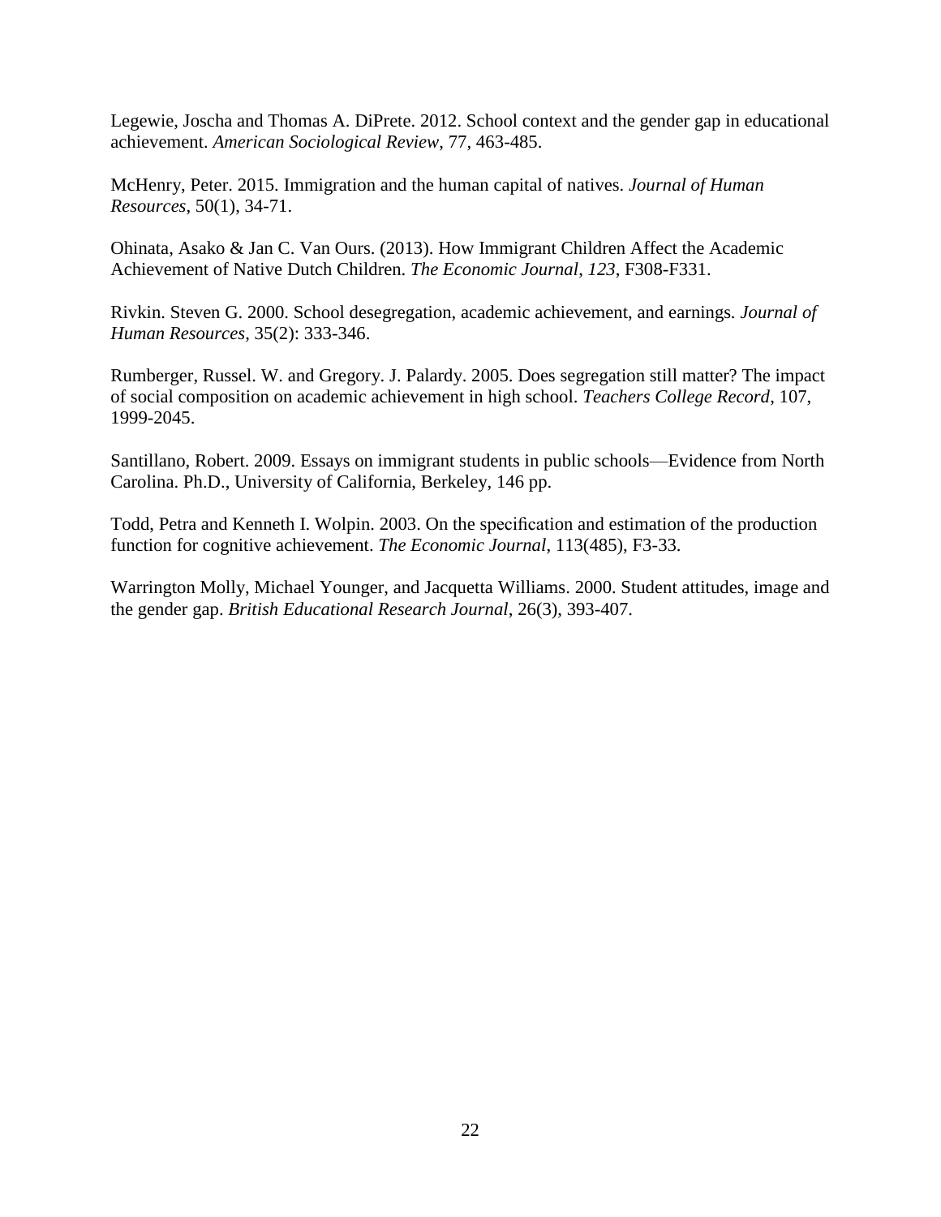Legewie, Joscha and Thomas A. DiPrete. 2012. School context and the gender gap in educational achievement. *American Sociological Review*, 77, 463-485.

McHenry, Peter. 2015. Immigration and the human capital of natives. *Journal of Human Resources*, 50(1), 34-71.

Ohinata, Asako & Jan C. Van Ours. (2013). How Immigrant Children Affect the Academic Achievement of Native Dutch Children. *The Economic Journal*, *123*, F308-F331.

Rivkin. Steven G. 2000. School desegregation, academic achievement, and earnings. *Journal of Human Resources*, 35(2): 333-346.

Rumberger, Russel. W. and Gregory. J. Palardy. 2005. Does segregation still matter? The impact of social composition on academic achievement in high school. *Teachers College Record*, 107, 1999-2045.

Santillano, Robert. 2009. Essays on immigrant students in public schools—Evidence from North Carolina. Ph.D., University of California, Berkeley, 146 pp.

Todd, Petra and Kenneth I. Wolpin. 2003. On the specification and estimation of the production function for cognitive achievement. *The Economic Journal*, 113(485), F3-33.

Warrington Molly, Michael Younger, and Jacquetta Williams. 2000. Student attitudes, image and the gender gap. *British Educational Research Journal*, 26(3), 393-407.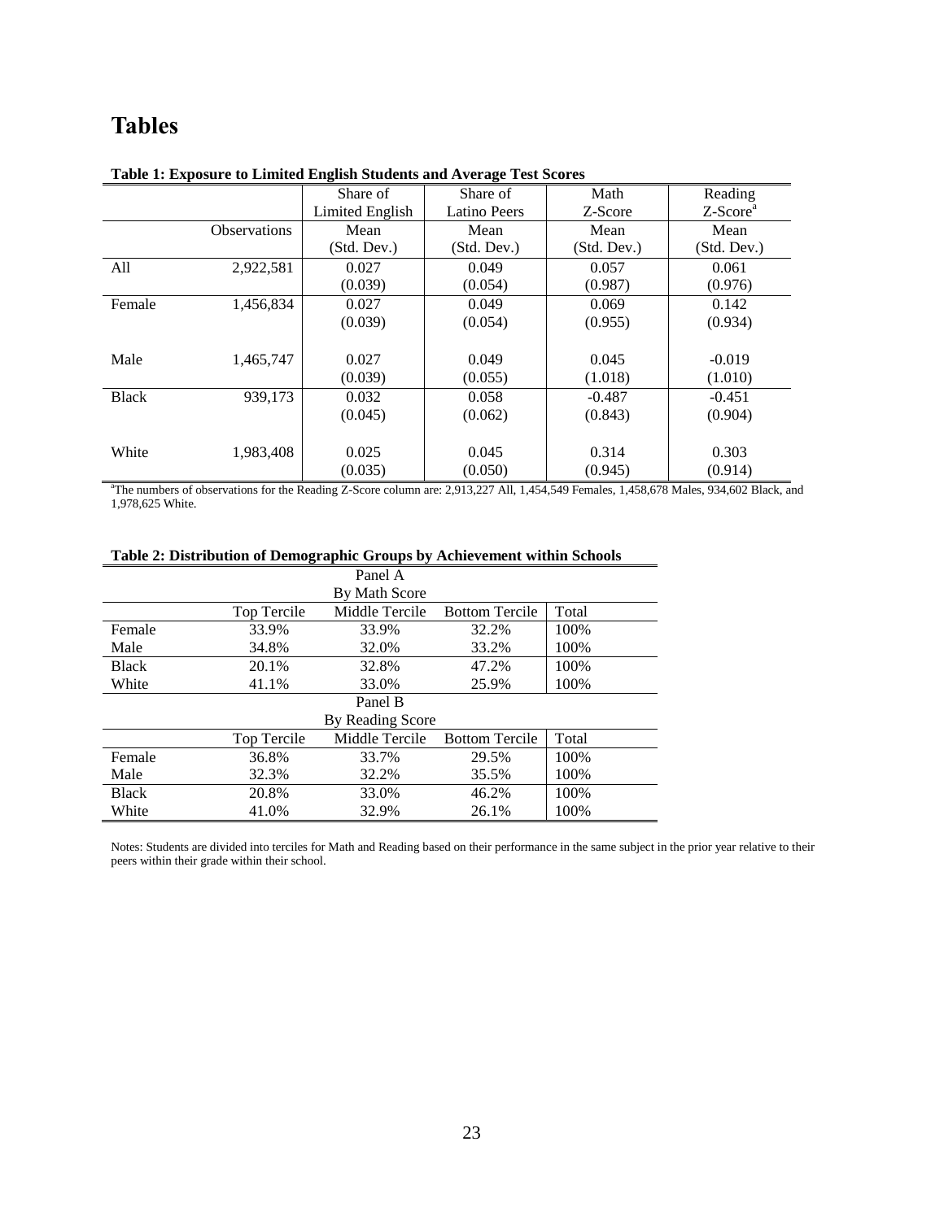# Tables

**Table 1: Exposure to Limited English Students and Average Test Scores**

| | | Share of Limited English | Share of Latino Peers | Math Z-Score | Reading Z-Score[a] |
|---|---|---|---|---|---|
| | Observations | Mean (Std. Dev.) | Mean (Std. Dev.) | Mean (Std. Dev.) | Mean (Std. Dev.) |
| All | 2,922,581 | 0.027 | 0.049 | 0.057 | 0.061 |
| | | (0.039) | (0.054) | (0.987) | (0.976) |
| Female | 1,456,834 | 0.027 | 0.049 | 0.069 | 0.142 |
| | | (0.039) | (0.054) | (0.955) | (0.934) |
| Male | 1,465,747 | 0.027 | 0.049 | 0.045 | -0.019 |
| | | (0.039) | (0.055) | (1.018) | (1.010) |
| Black | 939,173 | 0.032 | 0.058 | -0.487 | -0.451 |
| | | (0.045) | (0.062) | (0.843) | (0.904) |
| White | 1,983,408 | 0.025 | 0.045 | 0.314 | 0.303 |
| | | (0.035) | (0.050) | (0.945) | (0.914) |

[a]The numbers of observations for the Reading Z-Score column are: 2,913,227 All, 1,454,549 Females, 1,458,678 Males, 934,602 Black, and 1,978,625 White.

**Table 2: Distribution of Demographic Groups by Achievement within Schools**

| Panel A By Math Score | | | | |
|---|---|---|---|---|
| | Top Tercile | Middle Tercile | Bottom Tercile | Total |
| Female | 33.9% | 33.9% | 32.2% | 100% |
| Male | 34.8% | 32.0% | 33.2% | 100% |
| Black | 20.1% | 32.8% | 47.2% | 100% |
| White | 41.1% | 33.0% | 25.9% | 100% |
| **Panel B By Reading Score** | | | | |
| | Top Tercile | Middle Tercile | Bottom Tercile | Total |
| Female | 36.8% | 33.7% | 29.5% | 100% |
| Male | 32.3% | 32.2% | 35.5% | 100% |
| Black | 20.8% | 33.0% | 46.2% | 100% |
| White | 41.0% | 32.9% | 26.1% | 100% |

Notes: Students are divided into terciles for Math and Reading based on their performance in the same subject in the prior year relative to their peers within their grade within their school.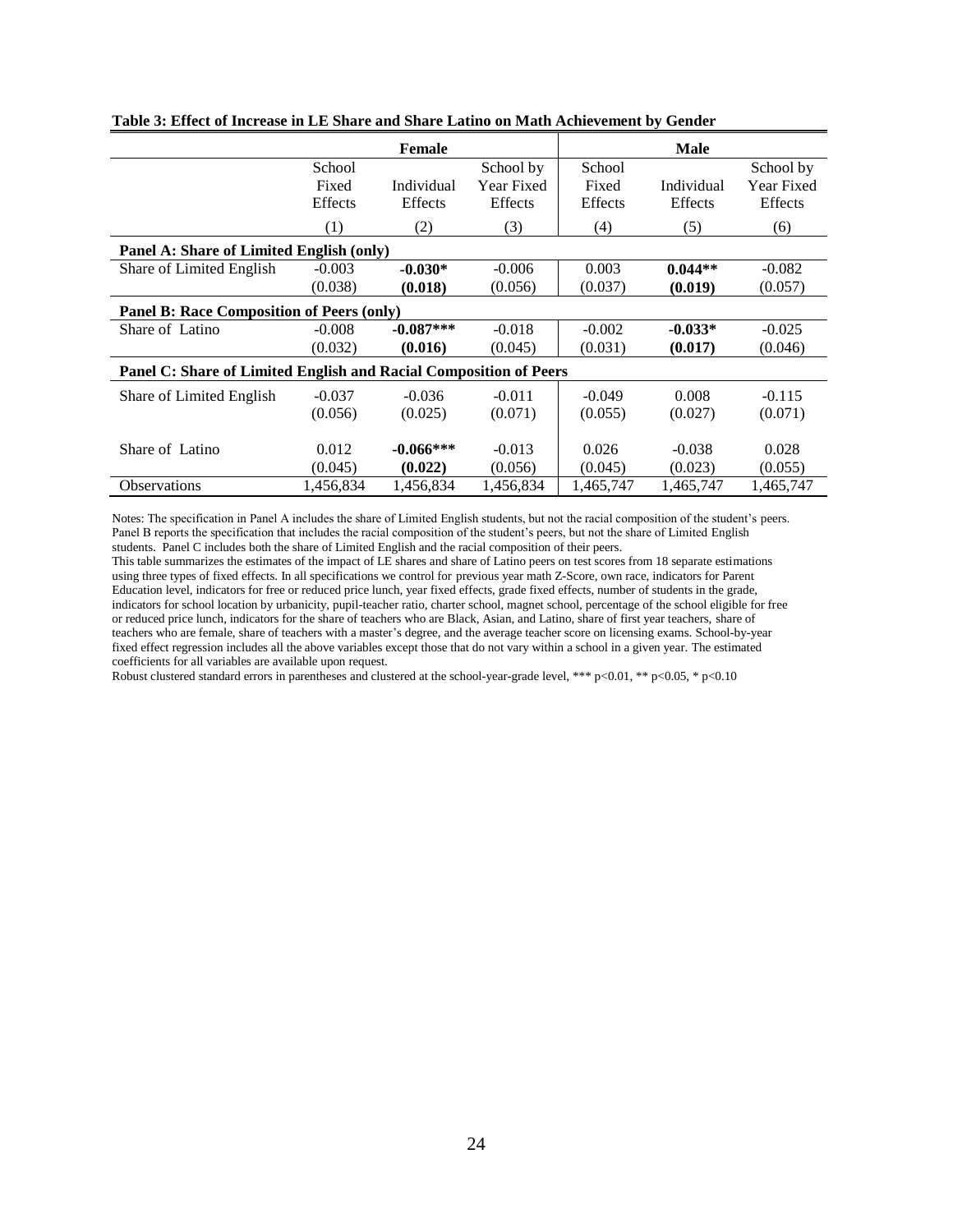**Table 3: Effect of Increase in LE Share and Share Latino on Math Achievement by Gender**

| | Female | | | Male | | |
|---|---|---|---|---|---|---|
| | School Fixed Effects | Individual Effects | School by Year Fixed Effects | School Fixed Effects | Individual Effects | School by Year Fixed Effects |
| | (1) | (2) | (3) | (4) | (5) | (6) |
| **Panel A: Share of Limited English (only)** | | | | | | |
| Share of Limited English | -0.003 | **-0.030*** | -0.006 | 0.003 | **0.044**** | -0.082 |
| | (0.038) | **(0.018)** | (0.056) | (0.037) | **(0.019)** | (0.057) |
| **Panel B: Race Composition of Peers (only)** | | | | | | |
| Share of Latino | -0.008 | **-0.087***** | -0.018 | -0.002 | **-0.033*** | -0.025 |
| | (0.032) | **(0.016)** | (0.045) | (0.031) | **(0.017)** | (0.046) |
| **Panel C: Share of Limited English and Racial Composition of Peers** | | | | | | |
| Share of Limited English | -0.037 | -0.036 | -0.011 | -0.049 | 0.008 | -0.115 |
| | (0.056) | (0.025) | (0.071) | (0.055) | (0.027) | (0.071) |
| Share of Latino | 0.012 | **-0.066***** | -0.013 | 0.026 | -0.038 | 0.028 |
| | (0.045) | **(0.022)** | (0.056) | (0.045) | (0.023) | (0.055) |
| Observations | 1,456,834 | 1,456,834 | 1,456,834 | 1,465,747 | 1,465,747 | 1,465,747 |

Notes: The specification in Panel A includes the share of Limited English students, but not the racial composition of the student's peers. Panel B reports the specification that includes the racial composition of the student's peers, but not the share of Limited English students. Panel C includes both the share of Limited English and the racial composition of their peers.
This table summarizes the estimates of the impact of LE shares and share of Latino peers on test scores from 18 separate estimations using three types of fixed effects. In all specifications we control for previous year math Z-Score, own race, indicators for Parent Education level, indicators for free or reduced price lunch, year fixed effects, grade fixed effects, number of students in the grade, indicators for school location by urbanicity, pupil-teacher ratio, charter school, magnet school, percentage of the school eligible for free or reduced price lunch, indicators for the share of teachers who are Black, Asian, and Latino, share of first year teachers, share of teachers who are female, share of teachers with a master's degree, and the average teacher score on licensing exams. School-by-year fixed effect regression includes all the above variables except those that do not vary within a school in a given year. The estimated coefficients for all variables are available upon request.
Robust clustered standard errors in parentheses and clustered at the school-year-grade level, *** p<0.01, ** p<0.05, * p<0.10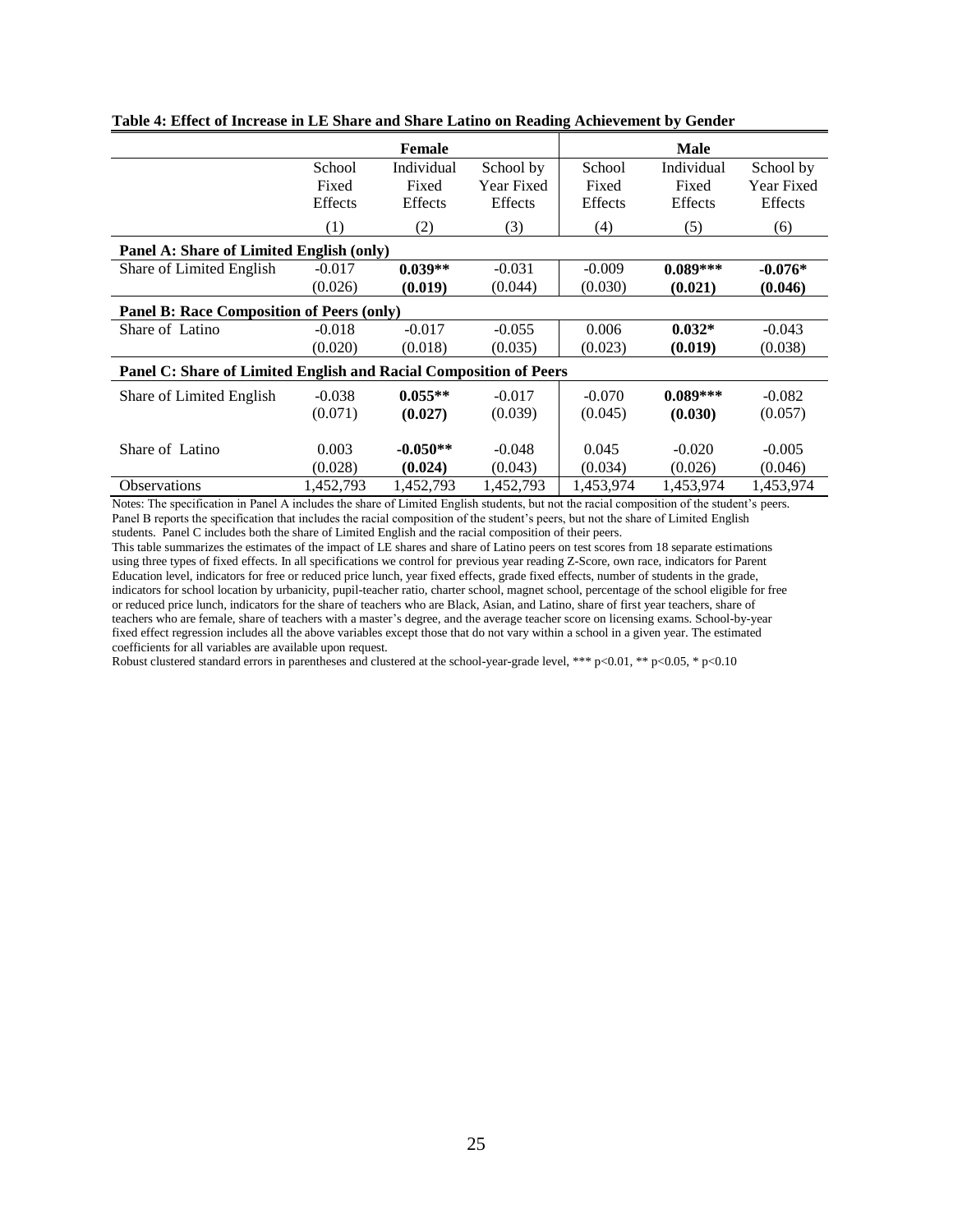**Table 4: Effect of Increase in LE Share and Share Latino on Reading Achievement by Gender**

| | Female | | | Male | | |
|---|---|---|---|---|---|---|
| | School Fixed Effects | Individual Fixed Effects | School by Year Fixed Effects | School Fixed Effects | Individual Fixed Effects | School by Year Fixed Effects |
| | (1) | (2) | (3) | (4) | (5) | (6) |
| **Panel A: Share of Limited English (only)** | | | | | | |
| Share of Limited English | -0.017 | **0.039**** | -0.031 | -0.009 | **0.089***** | **-0.076*** |
| | (0.026) | **(0.019)** | (0.044) | (0.030) | **(0.021)** | **(0.046)** |
| **Panel B: Race Composition of Peers (only)** | | | | | | |
| Share of Latino | -0.018 | -0.017 | -0.055 | 0.006 | **0.032*** | -0.043 |
| | (0.020) | (0.018) | (0.035) | (0.023) | **(0.019)** | (0.038) |
| **Panel C: Share of Limited English and Racial Composition of Peers** | | | | | | |
| Share of Limited English | -0.038 | **0.055**** | -0.017 | -0.070 | **0.089***** | -0.082 |
| | (0.071) | **(0.027)** | (0.039) | (0.045) | **(0.030)** | (0.057) |
| Share of Latino | 0.003 | **-0.050**** | -0.048 | 0.045 | -0.020 | -0.005 |
| | (0.028) | **(0.024)** | (0.043) | (0.034) | (0.026) | (0.046) |
| Observations | 1,452,793 | 1,452,793 | 1,452,793 | 1,453,974 | 1,453,974 | 1,453,974 |

Notes: The specification in Panel A includes the share of Limited English students, but not the racial composition of the student's peers. Panel B reports the specification that includes the racial composition of the student's peers, but not the share of Limited English students. Panel C includes both the share of Limited English and the racial composition of their peers.
This table summarizes the estimates of the impact of LE shares and share of Latino peers on test scores from 18 separate estimations using three types of fixed effects. In all specifications we control for previous year reading Z-Score, own race, indicators for Parent Education level, indicators for free or reduced price lunch, year fixed effects, grade fixed effects, number of students in the grade, indicators for school location by urbanicity, pupil-teacher ratio, charter school, magnet school, percentage of the school eligible for free or reduced price lunch, indicators for the share of teachers who are Black, Asian, and Latino, share of first year teachers, share of teachers who are female, share of teachers with a master's degree, and the average teacher score on licensing exams. School-by-year fixed effect regression includes all the above variables except those that do not vary within a school in a given year. The estimated coefficients for all variables are available upon request.
Robust clustered standard errors in parentheses and clustered at the school-year-grade level, *** p<0.01, ** p<0.05, * p<0.10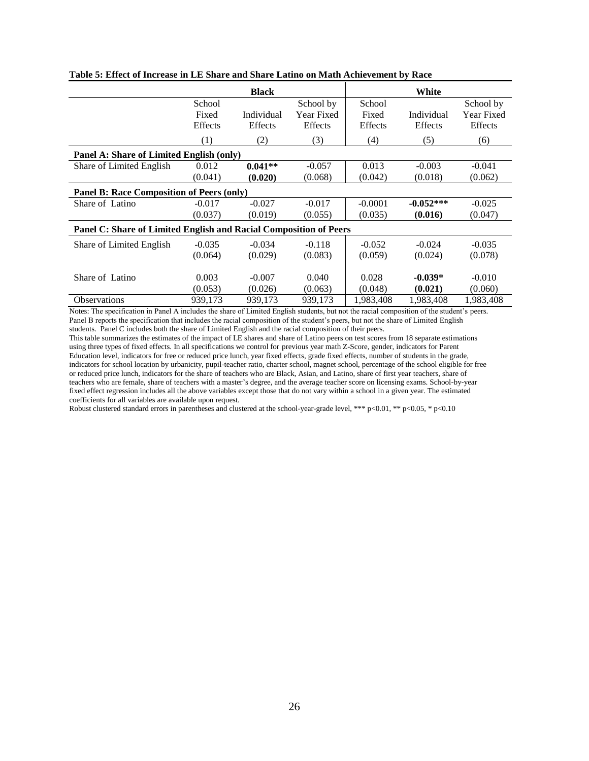**Table 5: Effect of Increase in LE Share and Share Latino on Math Achievement by Race**

| | Black | | | White | | |
|---|---|---|---|---|---|---|
| | School Fixed Effects | Individual Effects | School by Year Fixed Effects | School Fixed Effects | Individual Effects | School by Year Fixed Effects |
| | (1) | (2) | (3) | (4) | (5) | (6) |
| **Panel A: Share of Limited English (only)** | | | | | | |
| Share of Limited English | 0.012 | **0.041\*\*** | -0.057 | 0.013 | -0.003 | -0.041 |
| | (0.041) | **(0.020)** | (0.068) | (0.042) | (0.018) | (0.062) |
| **Panel B: Race Composition of Peers (only)** | | | | | | |
| Share of Latino | -0.017 | -0.027 | -0.017 | -0.0001 | **-0.052\*\*\*** | -0.025 |
| | (0.037) | (0.019) | (0.055) | (0.035) | **(0.016)** | (0.047) |
| **Panel C: Share of Limited English and Racial Composition of Peers** | | | | | | |
| Share of Limited English | -0.035 | -0.034 | -0.118 | -0.052 | -0.024 | -0.035 |
| | (0.064) | (0.029) | (0.083) | (0.059) | (0.024) | (0.078) |
| Share of Latino | 0.003 | -0.007 | 0.040 | 0.028 | **-0.039\*** | -0.010 |
| | (0.053) | (0.026) | (0.063) | (0.048) | **(0.021)** | (0.060) |
| Observations | 939,173 | 939,173 | 939,173 | 1,983,408 | 1,983,408 | 1,983,408 |

Notes: The specification in Panel A includes the share of Limited English students, but not the racial composition of the student's peers. Panel B reports the specification that includes the racial composition of the student's peers, but not the share of Limited English students. Panel C includes both the share of Limited English and the racial composition of their peers.

This table summarizes the estimates of the impact of LE shares and share of Latino peers on test scores from 18 separate estimations using three types of fixed effects. In all specifications we control for previous year math Z-Score, gender, indicators for Parent Education level, indicators for free or reduced price lunch, year fixed effects, grade fixed effects, number of students in the grade, indicators for school location by urbanicity, pupil-teacher ratio, charter school, magnet school, percentage of the school eligible for free or reduced price lunch, indicators for the share of teachers who are Black, Asian, and Latino, share of first year teachers, share of teachers who are female, share of teachers with a master's degree, and the average teacher score on licensing exams. School-by-year fixed effect regression includes all the above variables except those that do not vary within a school in a given year. The estimated coefficients for all variables are available upon request.

Robust clustered standard errors in parentheses and clustered at the school-year-grade level, *** p<0.01, ** p<0.05, * p<0.10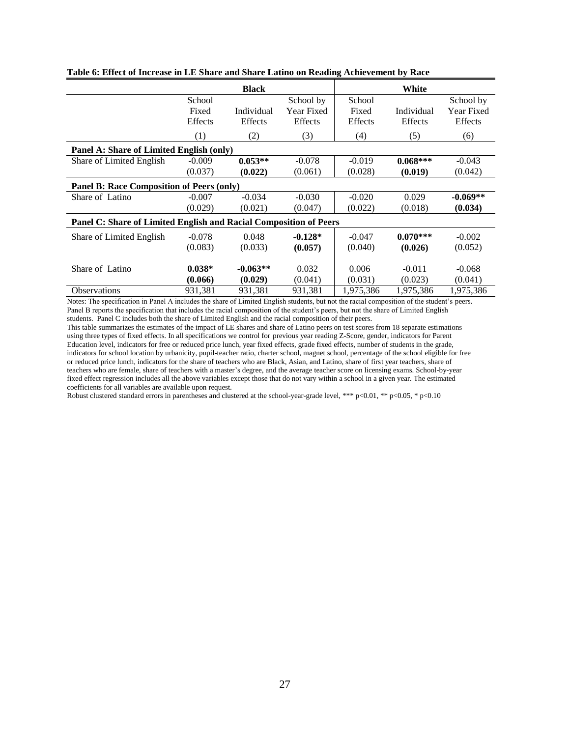**Table 6: Effect of Increase in LE Share and Share Latino on Reading Achievement by Race**

| | Black | | | White | | |
|---|---|---|---|---|---|---|
| | School Fixed Effects | Individual Effects | School by Year Fixed Effects | School Fixed Effects | Individual Effects | School by Year Fixed Effects |
| | (1) | (2) | (3) | (4) | (5) | (6) |
| **Panel A: Share of Limited English (only)** | | | | | | |
| Share of Limited English | -0.009 | **0.053**** | -0.078 | -0.019 | **0.068***** | -0.043 |
| | (0.037) | **(0.022)** | (0.061) | (0.028) | **(0.019)** | (0.042) |
| **Panel B: Race Composition of Peers (only)** | | | | | | |
| Share of Latino | -0.007 | -0.034 | -0.030 | -0.020 | 0.029 | **-0.069**** |
| | (0.029) | (0.021) | (0.047) | (0.022) | (0.018) | **(0.034)** |
| **Panel C: Share of Limited English and Racial Composition of Peers** | | | | | | |
| Share of Limited English | -0.078 | 0.048 | **-0.128*** | -0.047 | **0.070***** | -0.002 |
| | (0.083) | (0.033) | **(0.057)** | (0.040) | **(0.026)** | (0.052) |
| Share of Latino | **0.038*** | **-0.063**** | 0.032 | 0.006 | -0.011 | -0.068 |
| | **(0.066)** | **(0.029)** | (0.041) | (0.031) | (0.023) | (0.041) |
| Observations | 931,381 | 931,381 | 931,381 | 1,975,386 | 1,975,386 | 1,975,386 |

Notes: The specification in Panel A includes the share of Limited English students, but not the racial composition of the student's peers. Panel B reports the specification that includes the racial composition of the student's peers, but not the share of Limited English students. Panel C includes both the share of Limited English and the racial composition of their peers.

This table summarizes the estimates of the impact of LE shares and share of Latino peers on test scores from 18 separate estimations using three types of fixed effects. In all specifications we control for previous year reading Z-Score, gender, indicators for Parent Education level, indicators for free or reduced price lunch, year fixed effects, grade fixed effects, number of students in the grade, indicators for school location by urbanicity, pupil-teacher ratio, charter school, magnet school, percentage of the school eligible for free or reduced price lunch, indicators for the share of teachers who are Black, Asian, and Latino, share of first year teachers, share of teachers who are female, share of teachers with a master's degree, and the average teacher score on licensing exams. School-by-year fixed effect regression includes all the above variables except those that do not vary within a school in a given year. The estimated coefficients for all variables are available upon request.

Robust clustered standard errors in parentheses and clustered at the school-year-grade level, *** p<0.01, ** p<0.05, * p<0.10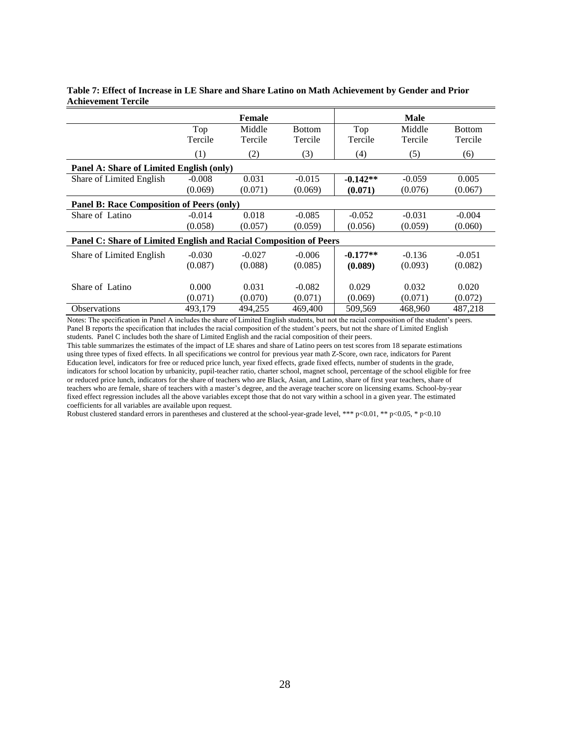**Table 7: Effect of Increase in LE Share and Share Latino on Math Achievement by Gender and Prior Achievement Tercile**

| | Female | | | Male | | |
|---|---|---|---|---|---|---|
| | Top Tercile | Middle Tercile | Bottom Tercile | Top Tercile | Middle Tercile | Bottom Tercile |
| | (1) | (2) | (3) | (4) | (5) | (6) |
| **Panel A: Share of Limited English (only)** | | | | | | |
| Share of Limited English | -0.008 | 0.031 | -0.015 | **-0.142**** | -0.059 | 0.005 |
| | (0.069) | (0.071) | (0.069) | **(0.071)** | (0.076) | (0.067) |
| **Panel B: Race Composition of Peers (only)** | | | | | | |
| Share of Latino | -0.014 | 0.018 | -0.085 | -0.052 | -0.031 | -0.004 |
| | (0.058) | (0.057) | (0.059) | (0.056) | (0.059) | (0.060) |
| **Panel C: Share of Limited English and Racial Composition of Peers** | | | | | | |
| Share of Limited English | -0.030 | -0.027 | -0.006 | **-0.177**** | -0.136 | -0.051 |
| | (0.087) | (0.088) | (0.085) | **(0.089)** | (0.093) | (0.082) |
| Share of Latino | 0.000 | 0.031 | -0.082 | 0.029 | 0.032 | 0.020 |
| | (0.071) | (0.070) | (0.071) | (0.069) | (0.071) | (0.072) |
| Observations | 493,179 | 494,255 | 469,400 | 509,569 | 468,960 | 487,218 |

Notes: The specification in Panel A includes the share of Limited English students, but not the racial composition of the student's peers. Panel B reports the specification that includes the racial composition of the student's peers, but not the share of Limited English students. Panel C includes both the share of Limited English and the racial composition of their peers.

This table summarizes the estimates of the impact of LE shares and share of Latino peers on test scores from 18 separate estimations using three types of fixed effects. In all specifications we control for previous year math Z-Score, own race, indicators for Parent Education level, indicators for free or reduced price lunch, year fixed effects, grade fixed effects, number of students in the grade, indicators for school location by urbanicity, pupil-teacher ratio, charter school, magnet school, percentage of the school eligible for free or reduced price lunch, indicators for the share of teachers who are Black, Asian, and Latino, share of first year teachers, share of teachers who are female, share of teachers with a master's degree, and the average teacher score on licensing exams. School-by-year fixed effect regression includes all the above variables except those that do not vary within a school in a given year. The estimated coefficients for all variables are available upon request.

Robust clustered standard errors in parentheses and clustered at the school-year-grade level, *** p<0.01, ** p<0.05, * p<0.10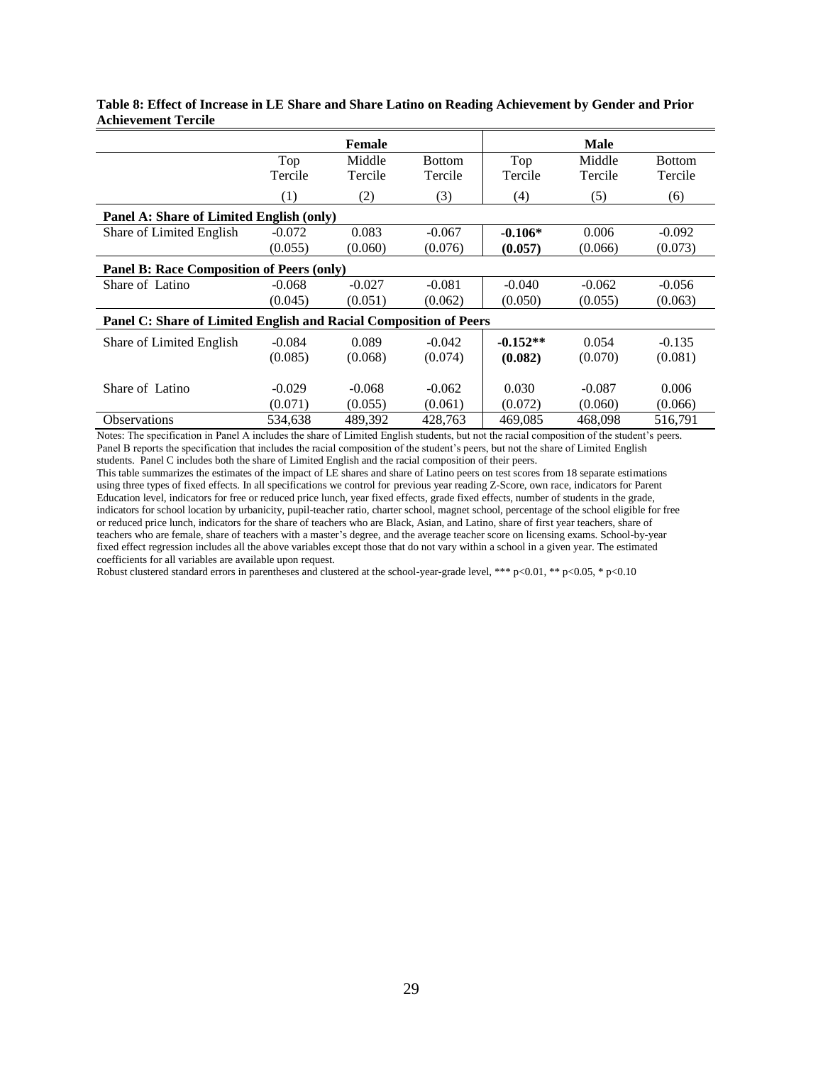**Table 8: Effect of Increase in LE Share and Share Latino on Reading Achievement by Gender and Prior Achievement Tercile**

| | Female | | | Male | | |
|---|---|---|---|---|---|---|
| | Top Tercile | Middle Tercile | Bottom Tercile | Top Tercile | Middle Tercile | Bottom Tercile |
| | (1) | (2) | (3) | (4) | (5) | (6) |
| **Panel A: Share of Limited English (only)** | | | | | | |
| Share of Limited English | -0.072 | 0.083 | -0.067 | **-0.106*** | 0.006 | -0.092 |
| | (0.055) | (0.060) | (0.076) | **(0.057)** | (0.066) | (0.073) |
| **Panel B: Race Composition of Peers (only)** | | | | | | |
| Share of Latino | -0.068 | -0.027 | -0.081 | -0.040 | -0.062 | -0.056 |
| | (0.045) | (0.051) | (0.062) | (0.050) | (0.055) | (0.063) |
| **Panel C: Share of Limited English and Racial Composition of Peers** | | | | | | |
| Share of Limited English | -0.084 | 0.089 | -0.042 | **-0.152**** | 0.054 | -0.135 |
| | (0.085) | (0.068) | (0.074) | **(0.082)** | (0.070) | (0.081) |
| Share of Latino | -0.029 | -0.068 | -0.062 | 0.030 | -0.087 | 0.006 |
| | (0.071) | (0.055) | (0.061) | (0.072) | (0.060) | (0.066) |
| Observations | 534,638 | 489,392 | 428,763 | 469,085 | 468,098 | 516,791 |

Notes: The specification in Panel A includes the share of Limited English students, but not the racial composition of the student's peers. Panel B reports the specification that includes the racial composition of the student's peers, but not the share of Limited English students. Panel C includes both the share of Limited English and the racial composition of their peers.

This table summarizes the estimates of the impact of LE shares and share of Latino peers on test scores from 18 separate estimations using three types of fixed effects. In all specifications we control for previous year reading Z-Score, own race, indicators for Parent Education level, indicators for free or reduced price lunch, year fixed effects, grade fixed effects, number of students in the grade, indicators for school location by urbanicity, pupil-teacher ratio, charter school, magnet school, percentage of the school eligible for free or reduced price lunch, indicators for the share of teachers who are Black, Asian, and Latino, share of first year teachers, share of teachers who are female, share of teachers with a master's degree, and the average teacher score on licensing exams. School-by-year fixed effect regression includes all the above variables except those that do not vary within a school in a given year. The estimated coefficients for all variables are available upon request.

Robust clustered standard errors in parentheses and clustered at the school-year-grade level, *** p<0.01, ** p<0.05, * p<0.10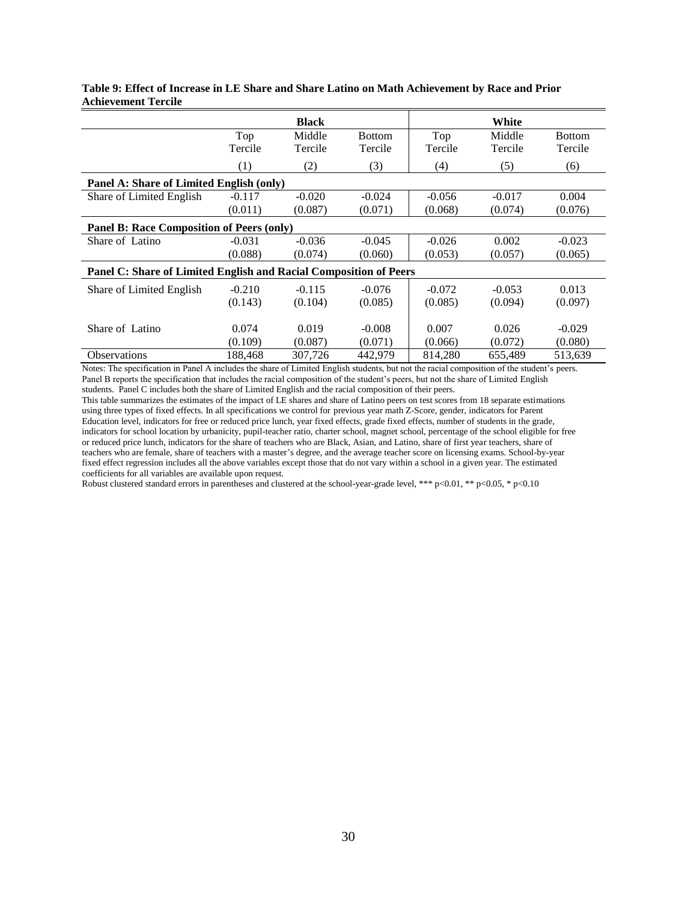**Table 9: Effect of Increase in LE Share and Share Latino on Math Achievement by Race and Prior Achievement Tercile**

| | Black | | | White | | |
|---|---|---|---|---|---|---|
| | Top Tercile | Middle Tercile | Bottom Tercile | Top Tercile | Middle Tercile | Bottom Tercile |
| | (1) | (2) | (3) | (4) | (5) | (6) |
| **Panel A: Share of Limited English (only)** | | | | | | |
| Share of Limited English | -0.117 | -0.020 | -0.024 | -0.056 | -0.017 | 0.004 |
| | (0.011) | (0.087) | (0.071) | (0.068) | (0.074) | (0.076) |
| **Panel B: Race Composition of Peers (only)** | | | | | | |
| Share of Latino | -0.031 | -0.036 | -0.045 | -0.026 | 0.002 | -0.023 |
| | (0.088) | (0.074) | (0.060) | (0.053) | (0.057) | (0.065) |
| **Panel C: Share of Limited English and Racial Composition of Peers** | | | | | | |
| Share of Limited English | -0.210 | -0.115 | -0.076 | -0.072 | -0.053 | 0.013 |
| | (0.143) | (0.104) | (0.085) | (0.085) | (0.094) | (0.097) |
| Share of Latino | 0.074 | 0.019 | -0.008 | 0.007 | 0.026 | -0.029 |
| | (0.109) | (0.087) | (0.071) | (0.066) | (0.072) | (0.080) |
| Observations | 188,468 | 307,726 | 442,979 | 814,280 | 655,489 | 513,639 |

Notes: The specification in Panel A includes the share of Limited English students, but not the racial composition of the student's peers. Panel B reports the specification that includes the racial composition of the student's peers, but not the share of Limited English students. Panel C includes both the share of Limited English and the racial composition of their peers.

This table summarizes the estimates of the impact of LE shares and share of Latino peers on test scores from 18 separate estimations using three types of fixed effects. In all specifications we control for previous year math Z-Score, gender, indicators for Parent Education level, indicators for free or reduced price lunch, year fixed effects, grade fixed effects, number of students in the grade, indicators for school location by urbanicity, pupil-teacher ratio, charter school, magnet school, percentage of the school eligible for free or reduced price lunch, indicators for the share of teachers who are Black, Asian, and Latino, share of first year teachers, share of teachers who are female, share of teachers with a master's degree, and the average teacher score on licensing exams. School-by-year fixed effect regression includes all the above variables except those that do not vary within a school in a given year. The estimated coefficients for all variables are available upon request.

Robust clustered standard errors in parentheses and clustered at the school-year-grade level, *** p<0.01, ** p<0.05, * p<0.10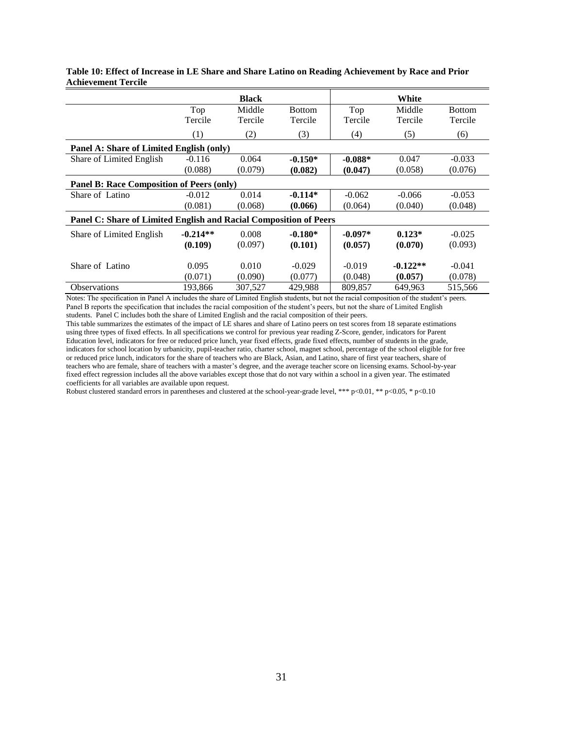**Table 10: Effect of Increase in LE Share and Share Latino on Reading Achievement by Race and Prior Achievement Tercile**

| | Black | | | White | | |
|---|---|---|---|---|---|---|
| | Top Tercile | Middle Tercile | Bottom Tercile | Top Tercile | Middle Tercile | Bottom Tercile |
| | (1) | (2) | (3) | (4) | (5) | (6) |
| **Panel A: Share of Limited English (only)** | | | | | | |
| Share of Limited English | -0.116 | 0.064 | **-0.150*** | **-0.088*** | 0.047 | -0.033 |
| | (0.088) | (0.079) | **(0.082)** | **(0.047)** | (0.058) | (0.076) |
| **Panel B: Race Composition of Peers (only)** | | | | | | |
| Share of Latino | -0.012 | 0.014 | **-0.114*** | -0.062 | -0.066 | -0.053 |
| | (0.081) | (0.068) | **(0.066)** | (0.064) | (0.040) | (0.048) |
| **Panel C: Share of Limited English and Racial Composition of Peers** | | | | | | |
| Share of Limited English | **-0.214**** | 0.008 | **-0.180*** | **-0.097*** | **0.123*** | -0.025 |
| | **(0.109)** | (0.097) | **(0.101)** | **(0.057)** | **(0.070)** | (0.093) |
| Share of Latino | 0.095 | 0.010 | -0.029 | -0.019 | **-0.122**** | -0.041 |
| | (0.071) | (0.090) | (0.077) | (0.048) | **(0.057)** | (0.078) |
| Observations | 193,866 | 307,527 | 429,988 | 809,857 | 649,963 | 515,566 |

Notes: The specification in Panel A includes the share of Limited English students, but not the racial composition of the student's peers. Panel B reports the specification that includes the racial composition of the student's peers, but not the share of Limited English students. Panel C includes both the share of Limited English and the racial composition of their peers.

This table summarizes the estimates of the impact of LE shares and share of Latino peers on test scores from 18 separate estimations using three types of fixed effects. In all specifications we control for previous year reading Z-Score, gender, indicators for Parent Education level, indicators for free or reduced price lunch, year fixed effects, grade fixed effects, number of students in the grade, indicators for school location by urbanicity, pupil-teacher ratio, charter school, magnet school, percentage of the school eligible for free or reduced price lunch, indicators for the share of teachers who are Black, Asian, and Latino, share of first year teachers, share of teachers who are female, share of teachers with a master's degree, and the average teacher score on licensing exams. School-by-year fixed effect regression includes all the above variables except those that do not vary within a school in a given year. The estimated coefficients for all variables are available upon request.

Robust clustered standard errors in parentheses and clustered at the school-year-grade level, *** p<0.01, ** p<0.05, * p<0.10